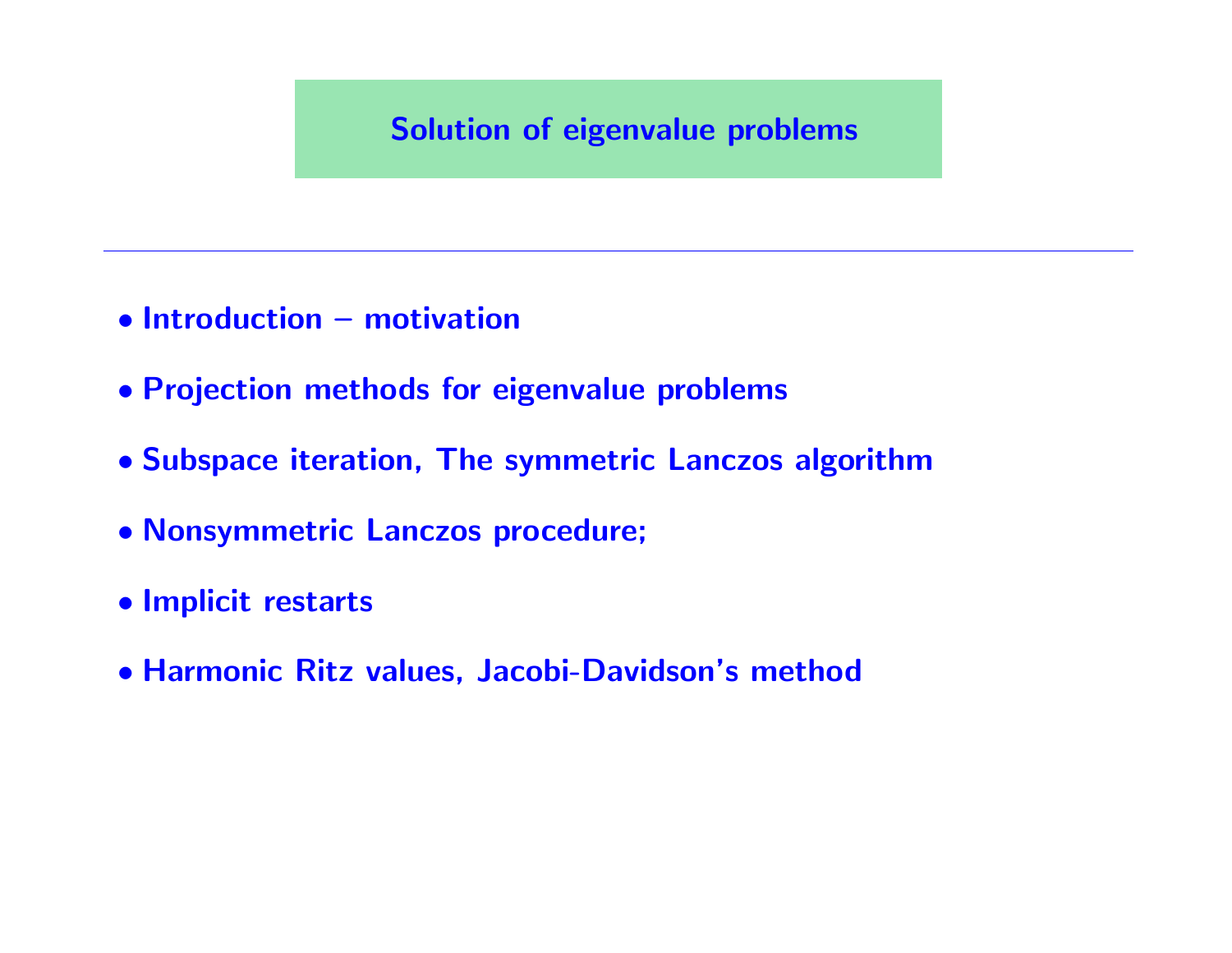# Solution of eigenvalue problems

---

- **Introduction – motivation**
- **Projection methods for eigenvalue problems**
- **Subspace iteration, The symmetric Lanczos algorithm**
- **Nonsymmetric Lanczos procedure;**
- **Implicit restarts**
- **Harmonic Ritz values, Jacobi-Davidson's method**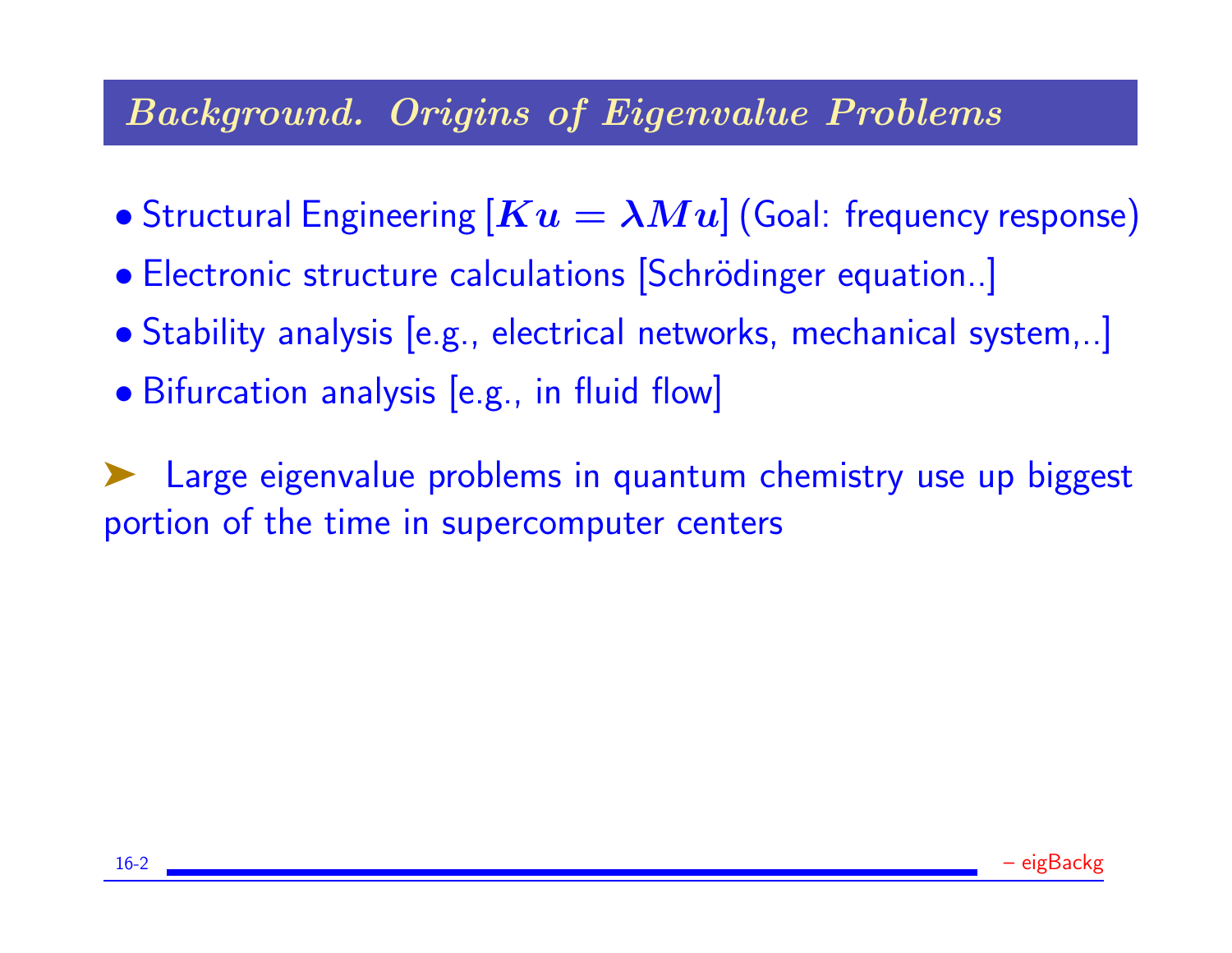## *Background. Origins of Eigenvalue Problems*

- Structural Engineering [$Ku = \lambda Mu$] (Goal: frequency response)
- Electronic structure calculations [Schrödinger equation..]
- Stability analysis [e.g., electrical networks, mechanical system,..]
- Bifurcation analysis [e.g., in fluid flow]

➤ Large eigenvalue problems in quantum chemistry use up biggest portion of the time in supercomputer centers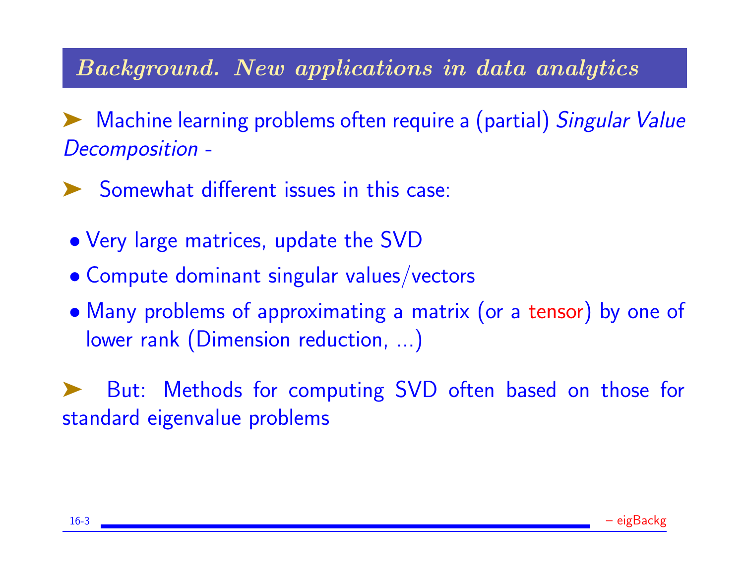## *Background. New applications in data analytics*

➤ Machine learning problems often require a (partial) *Singular Value Decomposition* -

➤ Somewhat different issues in this case:

- Very large matrices, update the SVD
- Compute dominant singular values/vectors
- Many problems of approximating a matrix (or a tensor) by one of lower rank (Dimension reduction, ...)

➤ But: Methods for computing SVD often based on those for standard eigenvalue problems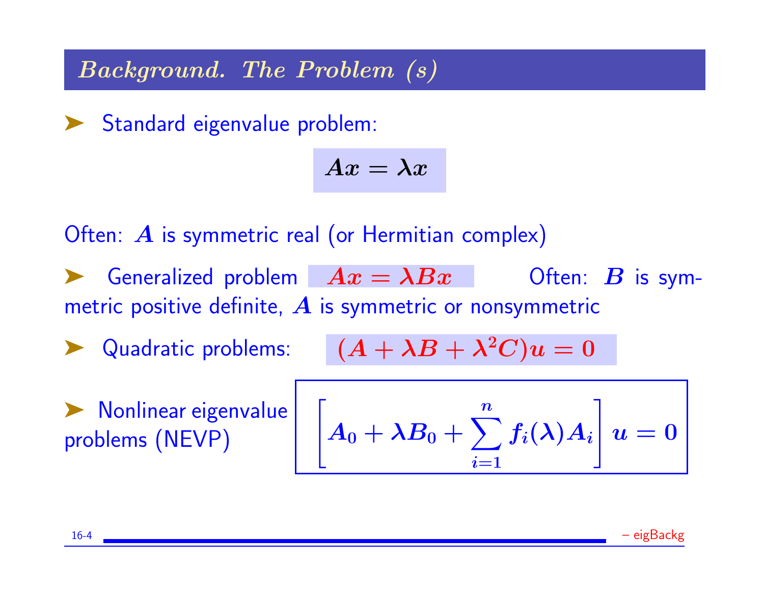## *Background. The Problem (s)*

- Standard eigenvalue problem:

$$Ax = \lambda x$$

Often: $A$ is symmetric real (or Hermitian complex)

- Generalized problem $Ax = \lambda Bx$ Often: $B$ is symmetric positive definite, $A$ is symmetric or nonsymmetric

- Quadratic problems: $(A + \lambda B + \lambda^2 C)u = 0$

- Nonlinear eigenvalue problems (NEVP)

$$\left[ A_0 + \lambda B_0 + \sum_{i=1}^{n} f_i(\lambda) A_i \right] u = 0$$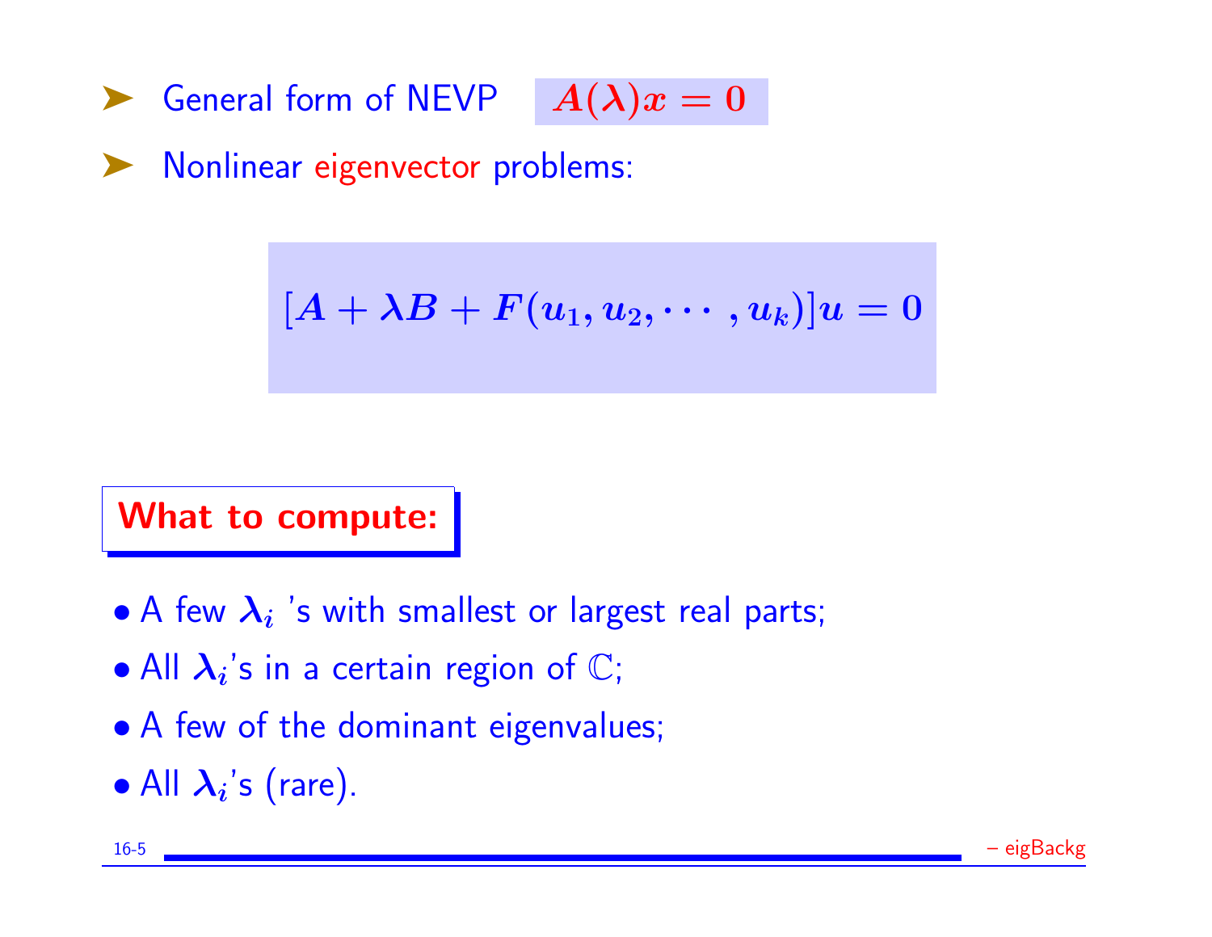- General form of NEVP $A(\lambda)x = 0$
- Nonlinear eigenvector problems:

$$[A + \lambda B + F(u_1, u_2, \cdots, u_k)]u = 0$$

**What to compute:**

- A few $\lambda_i$ 's with smallest or largest real parts;
- All $\lambda_i$'s in a certain region of $\mathbb{C}$;
- A few of the dominant eigenvalues;
- All $\lambda_i$'s (rare).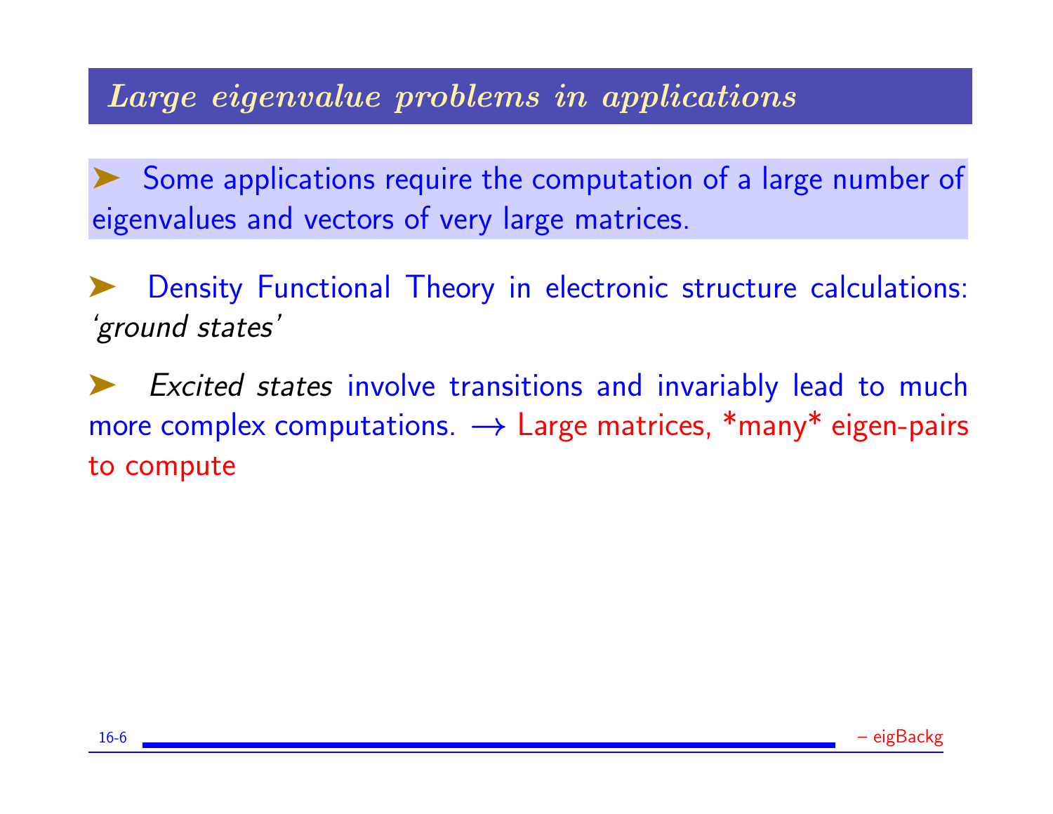## *Large eigenvalue problems in applications*

➤ Some applications require the computation of a large number of eigenvalues and vectors of very large matrices.

➤ Density Functional Theory in electronic structure calculations: *'ground states'*

➤ *Excited states* involve transitions and invariably lead to much more complex computations. $\longrightarrow$ Large matrices, *many* eigen-pairs to compute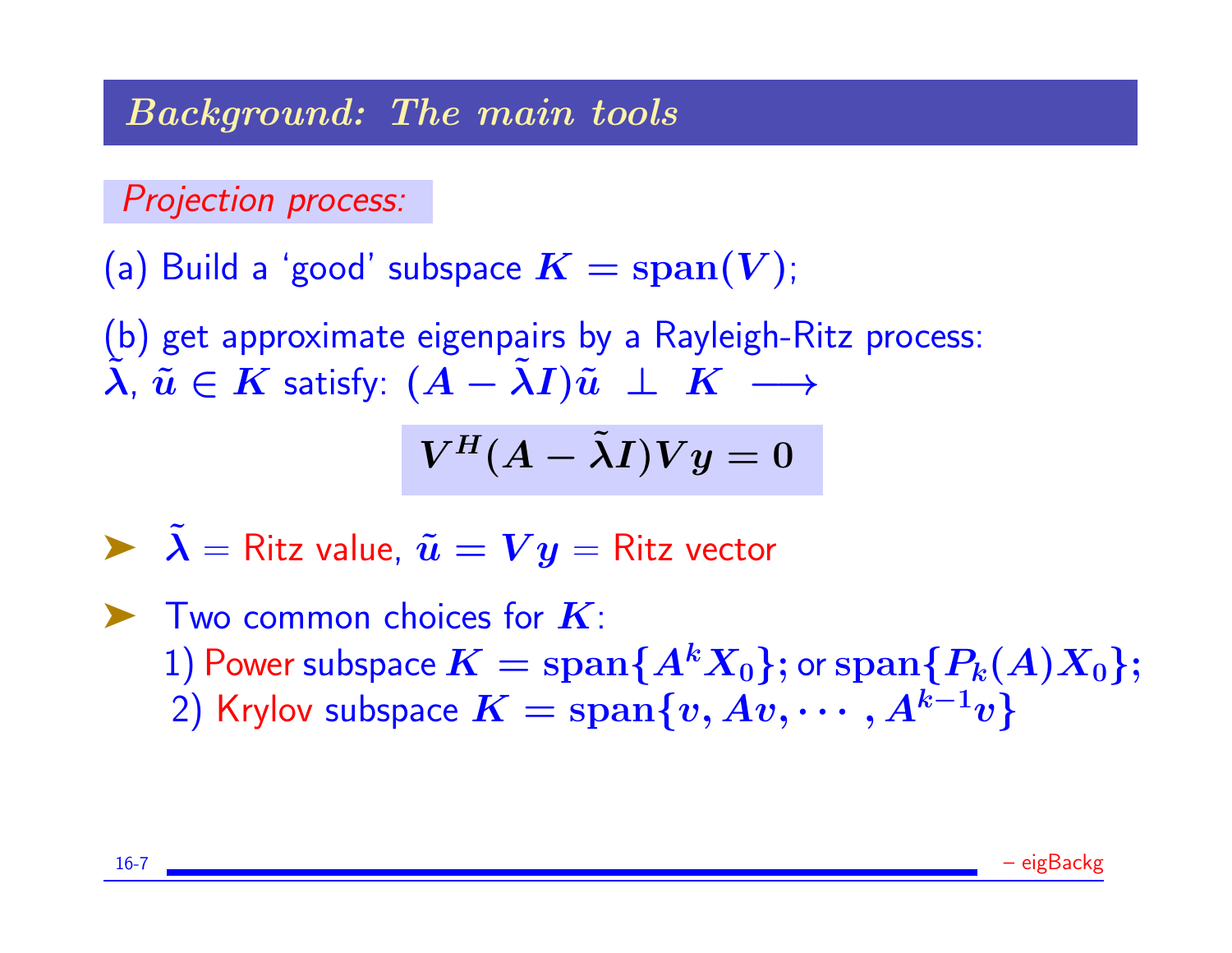## *Background: The main tools*

*Projection process:*

(a) Build a 'good' subspace $K = \mathbf{span}(V)$;

(b) get approximate eigenpairs by a Rayleigh-Ritz process: $\tilde{\lambda}$, $\tilde{u} \in K$ satisfy: $(A - \tilde{\lambda} I)\tilde{u} \perp K \longrightarrow$

$$V^H (A - \tilde{\lambda} I) V y = 0$$

- $\tilde{\lambda}$ = Ritz value, $\tilde{u} = Vy$ = Ritz vector
- Two common choices for $K$:
  1) Power subspace $K = \mathbf{span}\{A^k X_0\}$; or $\mathbf{span}\{P_k(A) X_0\}$;
  2) Krylov subspace $K = \mathbf{span}\{v, Av, \cdots, A^{k-1}v\}$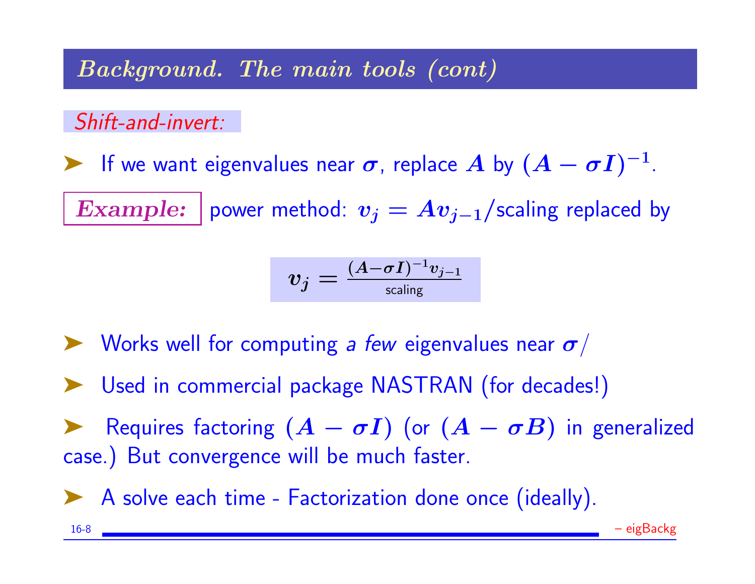## Background. The main tools (cont)

*Shift-and-invert:*

- If we want eigenvalues near $\sigma$, replace $A$ by $(A - \sigma I)^{-1}$.

**Example:** power method: $v_j = Av_{j-1}$/scaling replaced by

$$v_j = \frac{(A-\sigma I)^{-1} v_{j-1}}{\text{scaling}}$$

- Works well for computing *a few* eigenvalues near $\sigma$/
- Used in commercial package NASTRAN (for decades!)
- Requires factoring $(A - \sigma I)$ (or $(A - \sigma B)$ in generalized case.) But convergence will be much faster.
- A solve each time - Factorization done once (ideally).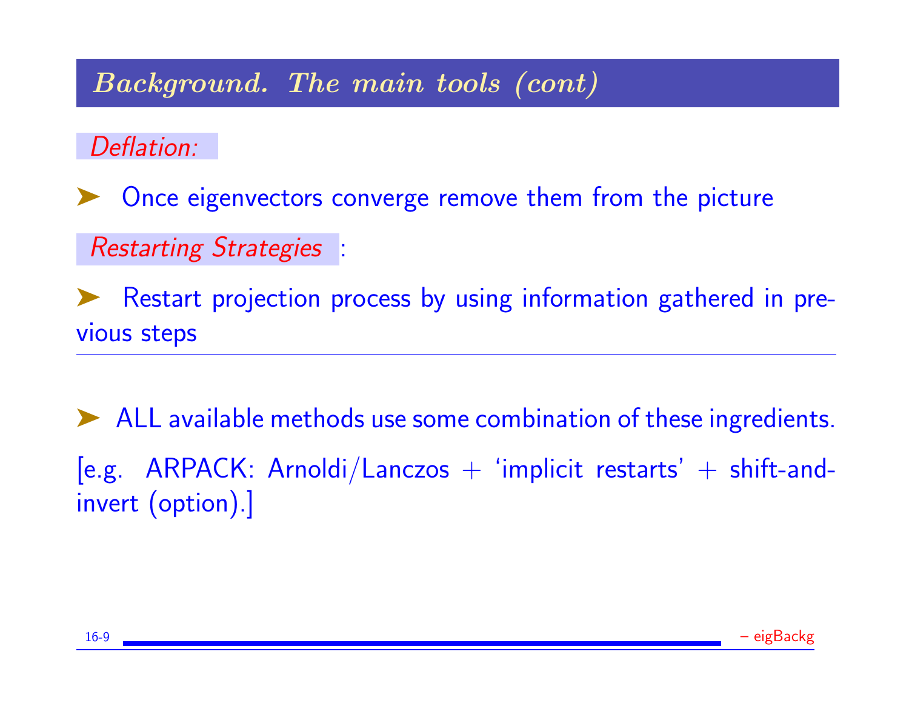## *Background. The main tools (cont)*

*Deflation:*

- Once eigenvectors converge remove them from the picture

*Restarting Strategies* :

- Restart projection process by using information gathered in previous steps

---

- ALL available methods use some combination of these ingredients.

[e.g. ARPACK: Arnoldi/Lanczos + 'implicit restarts' + shift-and-invert (option).]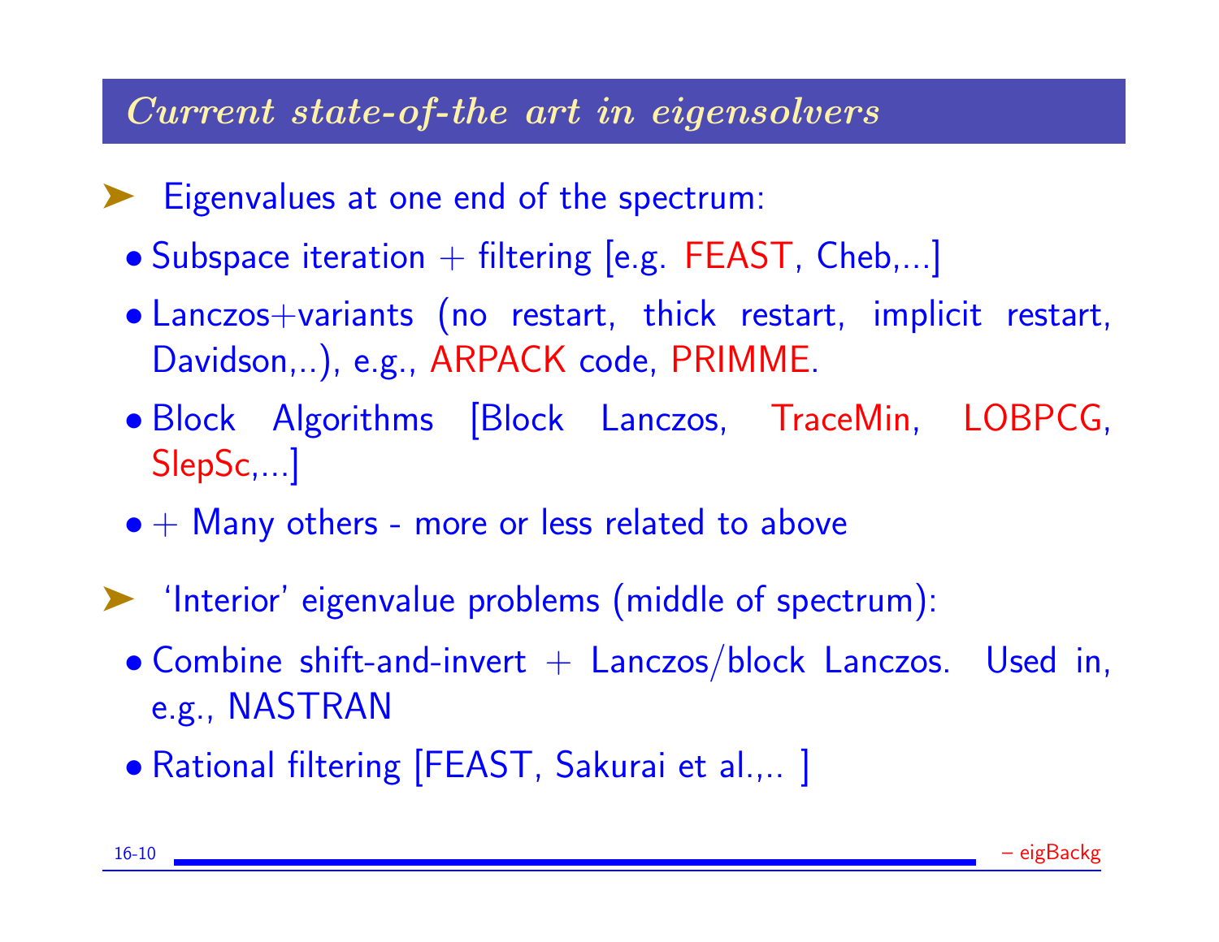## *Current state-of-the art in eigensolvers*

- Eigenvalues at one end of the spectrum:
  - Subspace iteration + filtering [e.g. FEAST, Cheb,...]
  - Lanczos+variants (no restart, thick restart, implicit restart, Davidson,..), e.g., ARPACK code, PRIMME.
  - Block Algorithms [Block Lanczos, TraceMin, LOBPCG, SlepSc,...]
  - + Many others - more or less related to above

- 'Interior' eigenvalue problems (middle of spectrum):
  - Combine shift-and-invert + Lanczos/block Lanczos. Used in, e.g., NASTRAN
  - Rational filtering [FEAST, Sakurai et al.,.. ]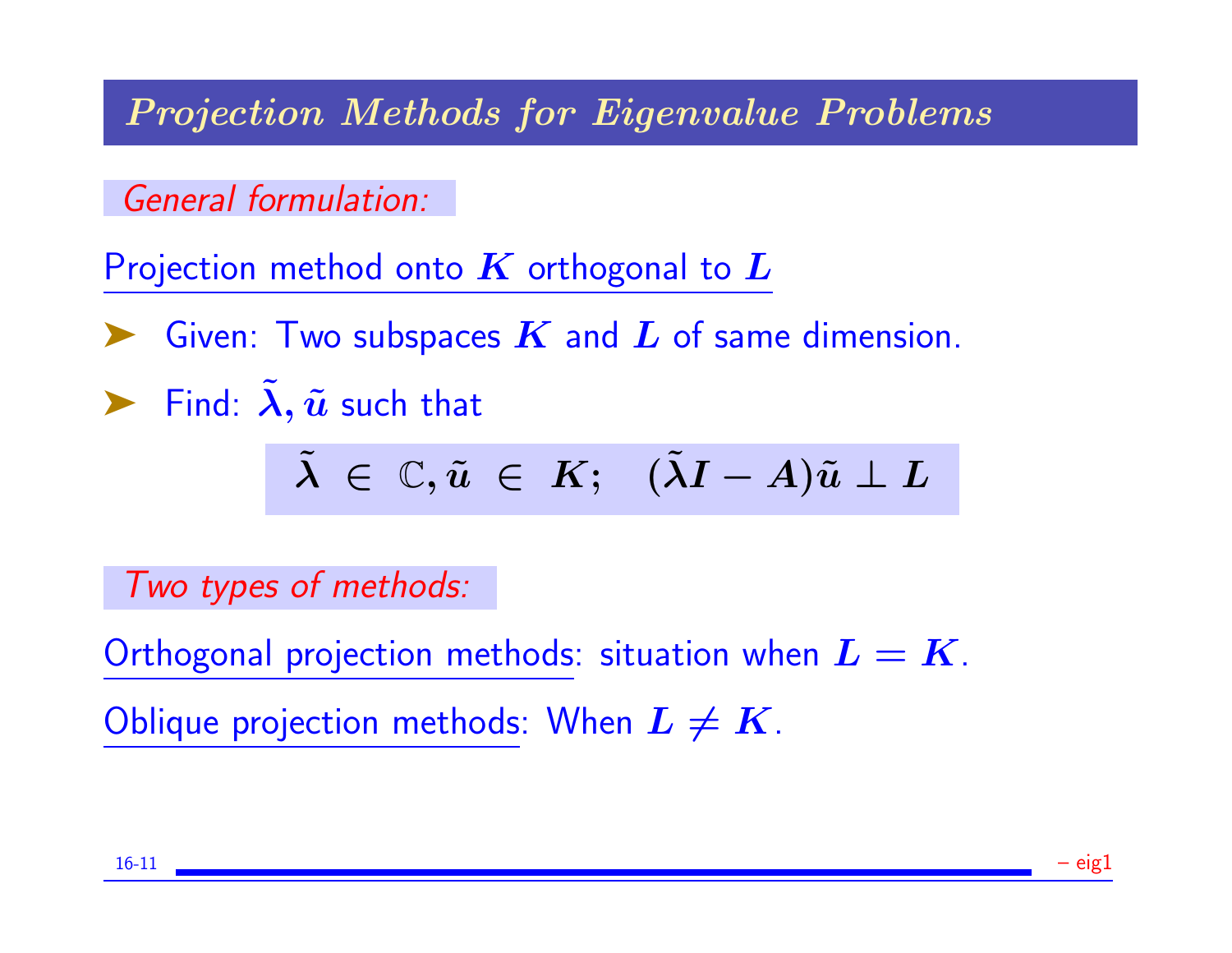# *Projection Methods for Eigenvalue Problems*

*General formulation:*

Projection method onto $K$ orthogonal to $L$

- Given: Two subspaces $K$ and $L$ of same dimension.
- Find: $\tilde{\lambda}, \tilde{u}$ such that

$$\tilde{\lambda} \in \mathbb{C}, \tilde{u} \in K; \quad (\tilde{\lambda} I - A)\tilde{u} \perp L$$

*Two types of methods:*

Orthogonal projection methods: situation when $L = K$.

Oblique projection methods: When $L \neq K$.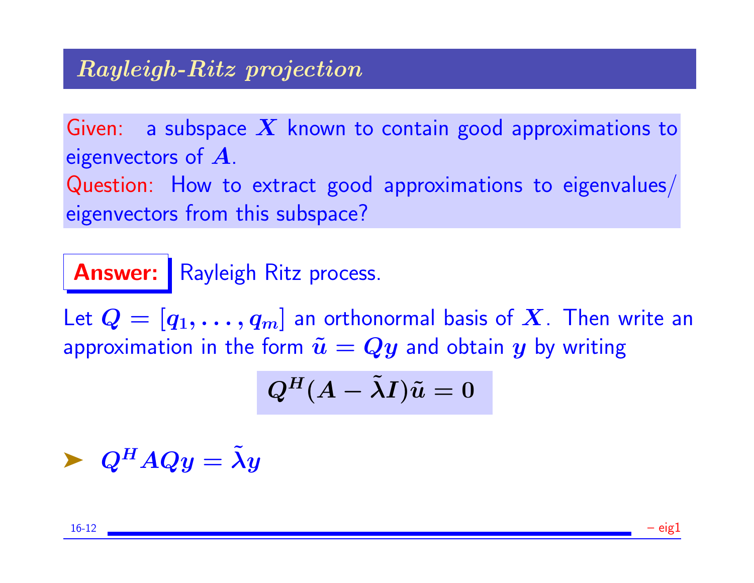## *Rayleigh-Ritz projection*

Given: a subspace $X$ known to contain good approximations to eigenvectors of $A$.
Question: How to extract good approximations to eigenvalues/ eigenvectors from this subspace?

**Answer:** Rayleigh Ritz process.

Let $Q = [q_1, \ldots, q_m]$ an orthonormal basis of $X$. Then write an approximation in the form $\tilde{u} = Qy$ and obtain $y$ by writing

$$Q^H(A - \tilde{\lambda}I)\tilde{u} = 0$$

- $Q^H AQy = \tilde{\lambda}y$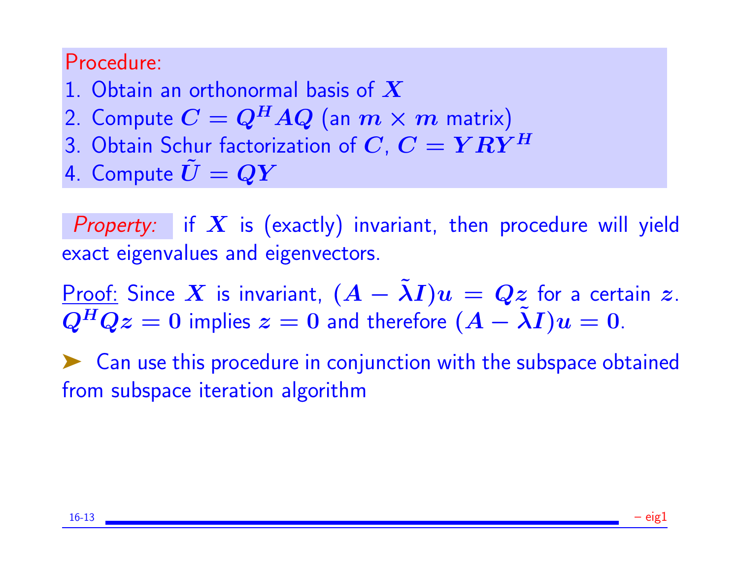Procedure:

1. Obtain an orthonormal basis of $X$
2. Compute $C = Q^H A Q$ (an $m \times m$ matrix)
3. Obtain Schur factorization of $C$, $C = Y R Y^H$
4. Compute $\tilde{U} = QY$

*Property:* if $X$ is (exactly) invariant, then procedure will yield exact eigenvalues and eigenvectors.

Proof: Since $X$ is invariant, $(A - \tilde{\lambda} I)u = Qz$ for a certain $z$. $Q^H Q z = 0$ implies $z = 0$ and therefore $(A - \tilde{\lambda} I)u = 0$.

➤ Can use this procedure in conjunction with the subspace obtained from subspace iteration algorithm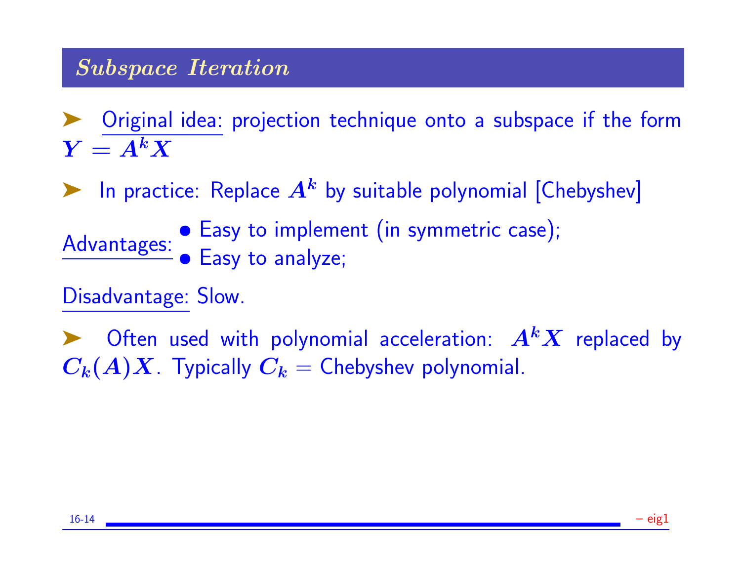## *Subspace Iteration*

➤ Original idea: projection technique onto a subspace if the form $Y = A^k X$

➤ In practice: Replace $A^k$ by suitable polynomial [Chebyshev]

Advantages:
- Easy to implement (in symmetric case);
- Easy to analyze;

Disadvantage: Slow.

➤ Often used with polynomial acceleration: $A^k X$ replaced by $C_k(A)X$. Typically $C_k$ = Chebyshev polynomial.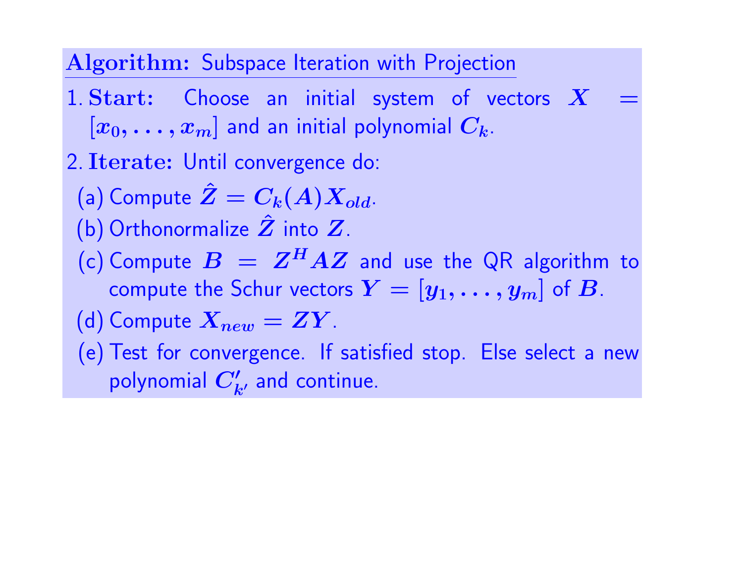**Algorithm:** Subspace Iteration with Projection

1. **Start:** Choose an initial system of vectors $X = [x_0, \ldots, x_m]$ and an initial polynomial $C_k$.
2. **Iterate:** Until convergence do:
   - (a) Compute $\hat{Z} = C_k(A) X_{old}$.
   - (b) Orthonormalize $\hat{Z}$ into $Z$.
   - (c) Compute $B = Z^H A Z$ and use the QR algorithm to compute the Schur vectors $Y = [y_1, \ldots, y_m]$ of $B$.
   - (d) Compute $X_{new} = ZY$.
   - (e) Test for convergence. If satisfied stop. Else select a new polynomial $C'_{k'}$ and continue.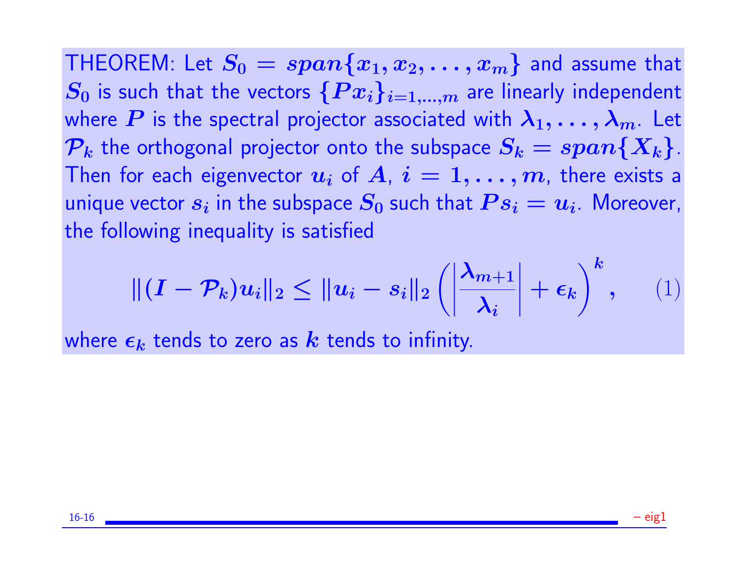THEOREM: Let $S_0 = span\{x_1, x_2, \ldots, x_m\}$ and assume that $S_0$ is such that the vectors $\{Px_i\}_{i=1,\ldots,m}$ are linearly independent where $P$ is the spectral projector associated with $\lambda_1, \ldots, \lambda_m$. Let $\mathcal{P}_k$ the orthogonal projector onto the subspace $S_k = span\{X_k\}$. Then for each eigenvector $u_i$ of $A$, $i = 1, \ldots, m$, there exists a unique vector $s_i$ in the subspace $S_0$ such that $Ps_i = u_i$. Moreover, the following inequality is satisfied

$$\|(I - \mathcal{P}_k)u_i\|_2 \leq \|u_i - s_i\|_2 \left( \left| \frac{\lambda_{m+1}}{\lambda_i} \right| + \epsilon_k \right)^k, \qquad (1)$$

where $\epsilon_k$ tends to zero as $k$ tends to infinity.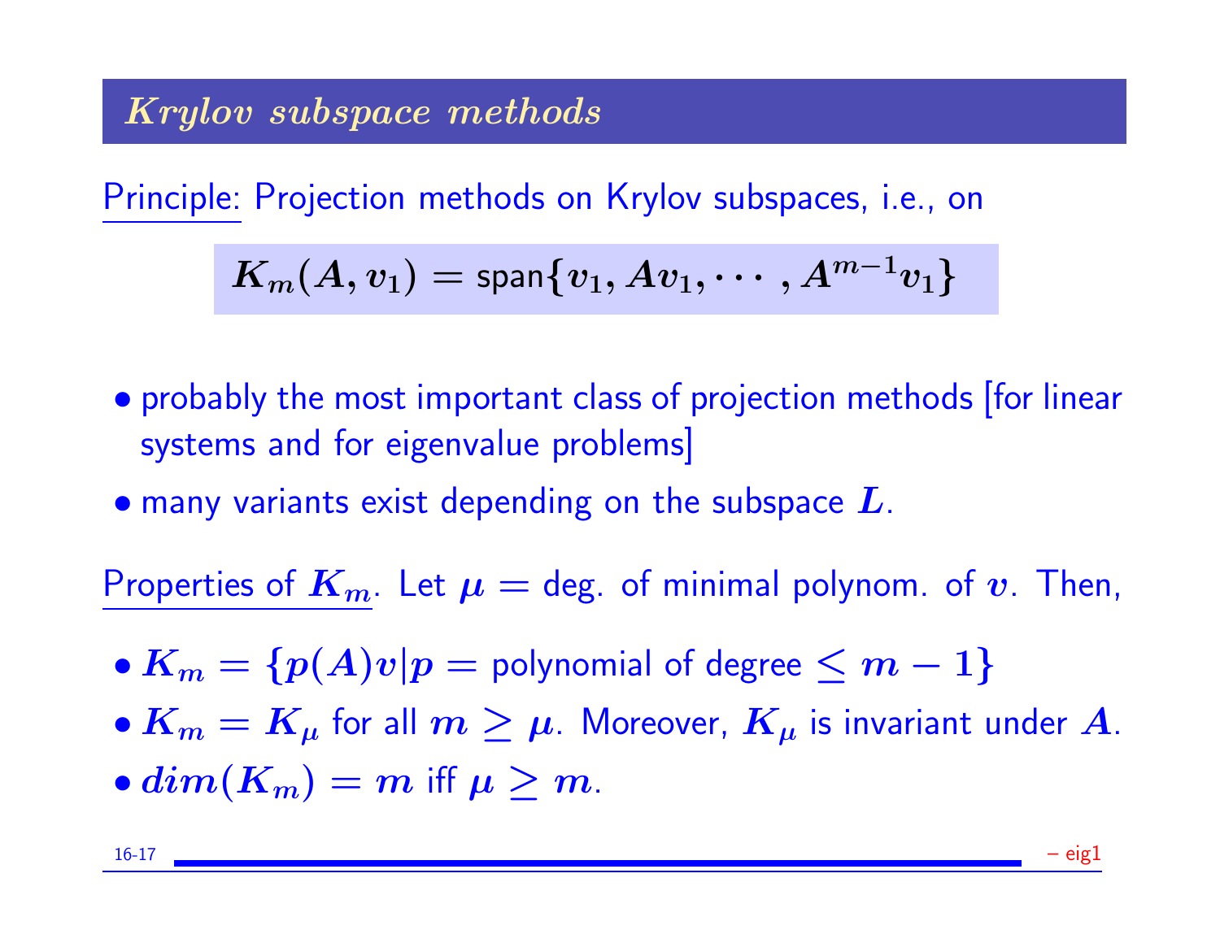## Krylov subspace methods

Principle: Projection methods on Krylov subspaces, i.e., on

$$K_m(A, v_1) = \text{span}\{v_1, Av_1, \cdots, A^{m-1}v_1\}$$

- probably the most important class of projection methods [for linear systems and for eigenvalue problems]
- many variants exist depending on the subspace $L$.

Properties of $K_m$. Let $\mu =$ deg. of minimal polynom. of $v$. Then,

- $K_m = \{p(A)v | p = \text{polynomial of degree} \leq m - 1\}$
- $K_m = K_\mu$ for all $m \geq \mu$. Moreover, $K_\mu$ is invariant under $A$.
- $dim(K_m) = m$ iff $\mu \geq m$.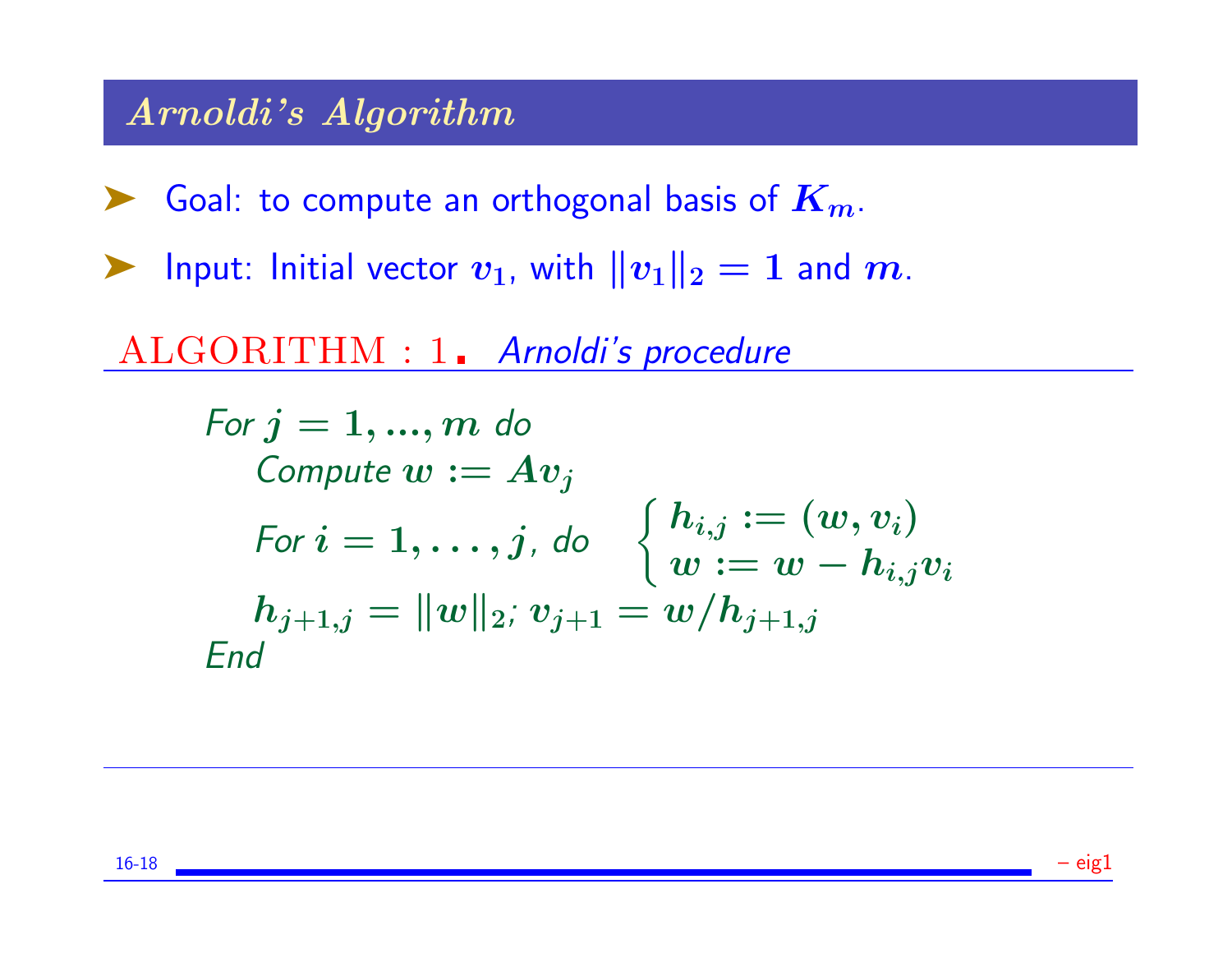## *Arnoldi's Algorithm*

- Goal: to compute an orthogonal basis of $K_m$.
- Input: Initial vector $v_1$, with $\|v_1\|_2 = 1$ and $m$.

**ALGORITHM : 1.** *Arnoldi's procedure*

*For* $j = 1, ..., m$ *do*
&nbsp;&nbsp;&nbsp;&nbsp;*Compute* $w := Av_j$
&nbsp;&nbsp;&nbsp;&nbsp;*For* $i = 1, \ldots, j$, *do* $\begin{cases} h_{i,j} := (w, v_i) \\ w := w - h_{i,j} v_i \end{cases}$
&nbsp;&nbsp;&nbsp;&nbsp;$h_{j+1,j} = \|w\|_2$; $v_{j+1} = w/h_{j+1,j}$
*End*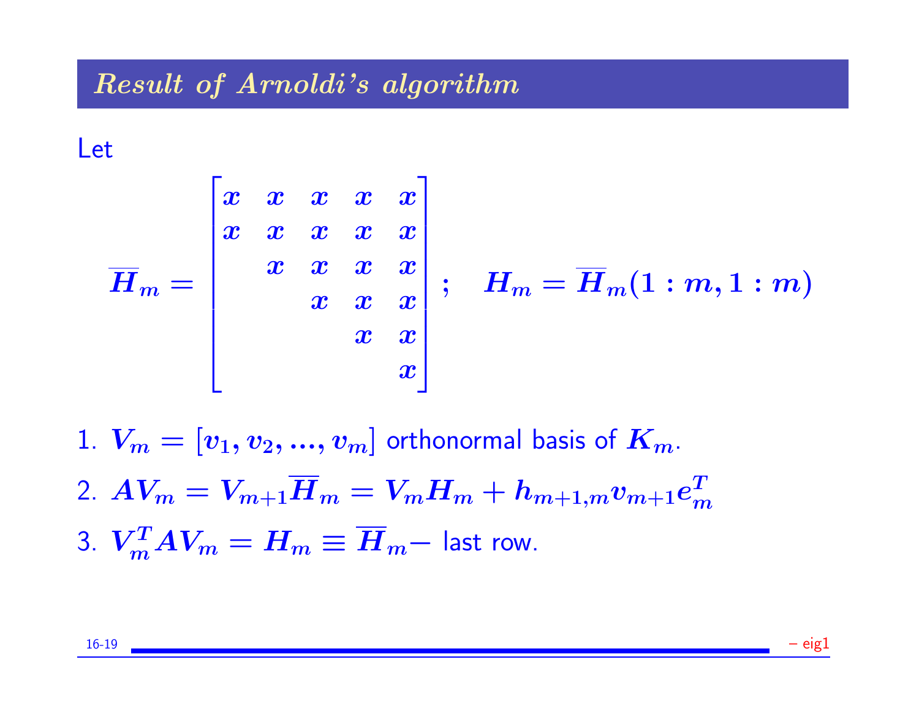## *Result of Arnoldi's algorithm*

Let

$$
\overline{H}_m = \begin{bmatrix} x & x & x & x & x \\ x & x & x & x & x \\ & x & x & x & x \\ & & x & x & x \\ & & & x & x \\ & & & & x \end{bmatrix}; \quad H_m = \overline{H}_m(1:m, 1:m)
$$

1. $V_m = [v_1, v_2, ..., v_m]$ orthonormal basis of $K_m$.
2. $AV_m = V_{m+1}\overline{H}_m = V_m H_m + h_{m+1,m} v_{m+1} e_m^T$
3. $V_m^T A V_m = H_m \equiv \overline{H}_m -$ last row.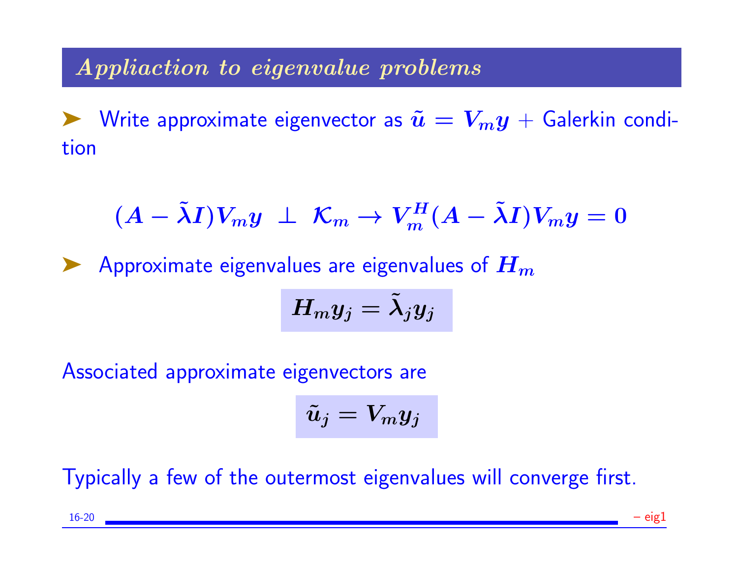## Appliaction to eigenvalue problems

➤ Write approximate eigenvector as $\tilde{u} = V_m y$ + Galerkin condition

$$(A - \tilde{\lambda} I) V_m y \perp \mathcal{K}_m \rightarrow V_m^H (A - \tilde{\lambda} I) V_m y = 0$$

➤ Approximate eigenvalues are eigenvalues of $H_m$

$$H_m y_j = \tilde{\lambda}_j y_j$$

Associated approximate eigenvectors are

$$\tilde{u}_j = V_m y_j$$

Typically a few of the outermost eigenvalues will converge first.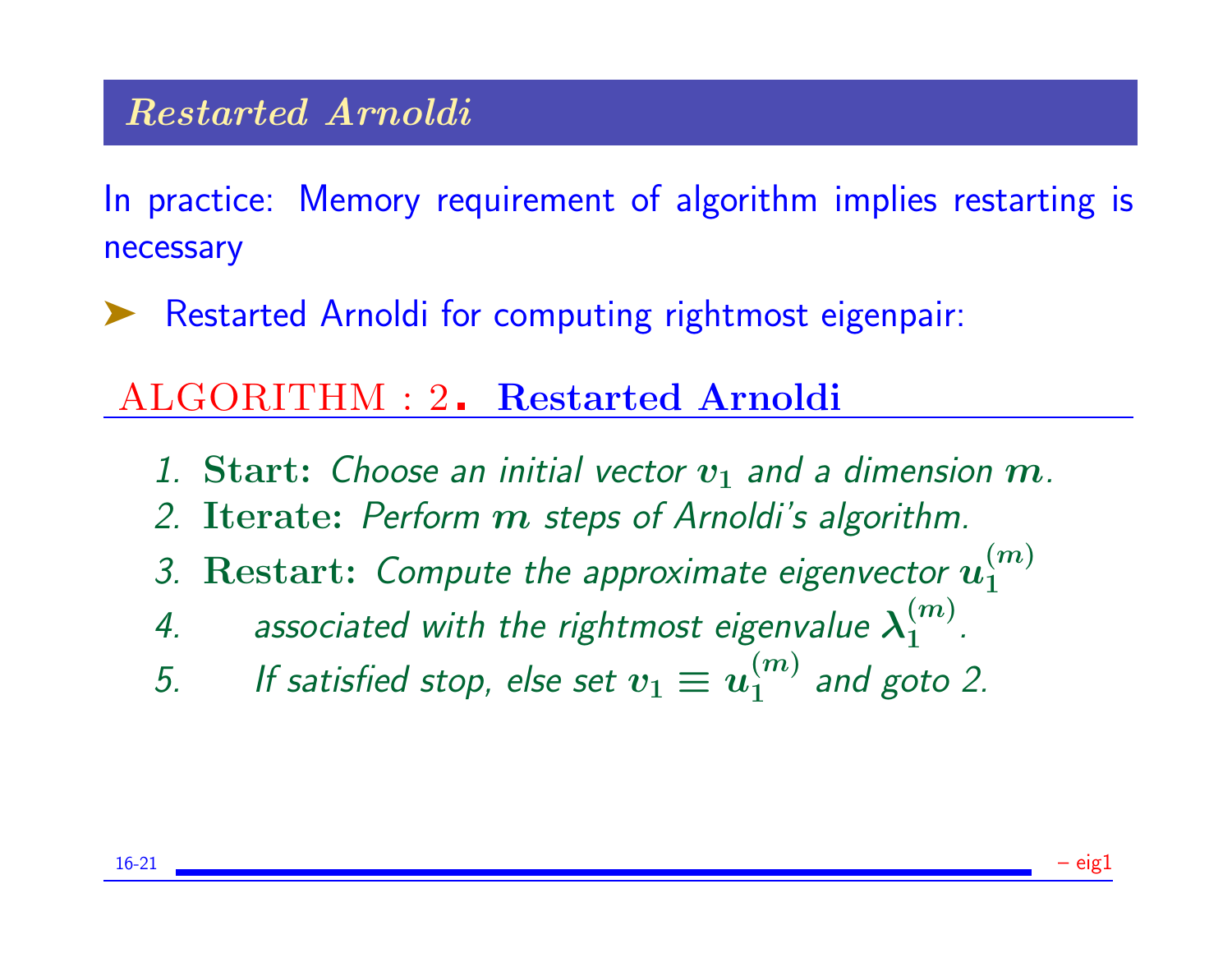## Restarted Arnoldi

In practice: Memory requirement of algorithm implies restarting is necessary

- Restarted Arnoldi for computing rightmost eigenpair:

**ALGORITHM : 2. Restarted Arnoldi**

1. **Start:** *Choose an initial vector* $v_1$ *and a dimension* $m$.
2. **Iterate:** *Perform* $m$ *steps of Arnoldi's algorithm.*
3. **Restart:** *Compute the approximate eigenvector* $u_1^{(m)}$
4. *associated with the rightmost eigenvalue* $\lambda_1^{(m)}$.
5. *If satisfied stop, else set* $v_1 \equiv u_1^{(m)}$ *and goto 2.*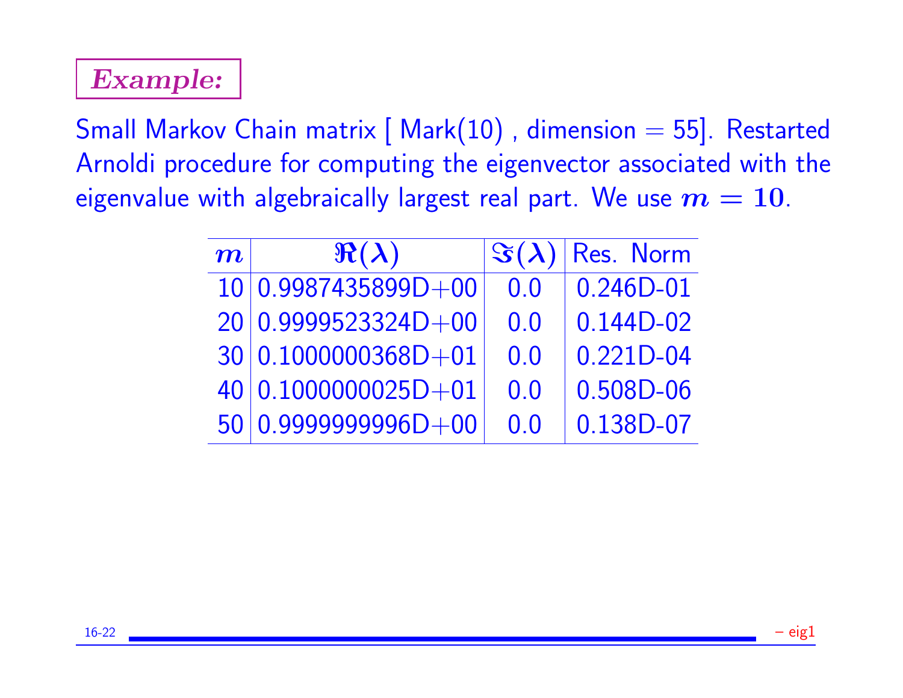***Example:***

Small Markov Chain matrix [ Mark(10) , dimension = 55]. Restarted Arnoldi procedure for computing the eigenvector associated with the eigenvalue with algebraically largest real part. We use $m = 10$.

| $m$ | $\Re(\lambda)$ | $\Im(\lambda)$ | Res. Norm |
|---|---|---|---|
| 10 | 0.9987435899D+00 | 0.0 | 0.246D-01 |
| 20 | 0.9999523324D+00 | 0.0 | 0.144D-02 |
| 30 | 0.1000000368D+01 | 0.0 | 0.221D-04 |
| 40 | 0.1000000025D+01 | 0.0 | 0.508D-06 |
| 50 | 0.9999999996D+00 | 0.0 | 0.138D-07 |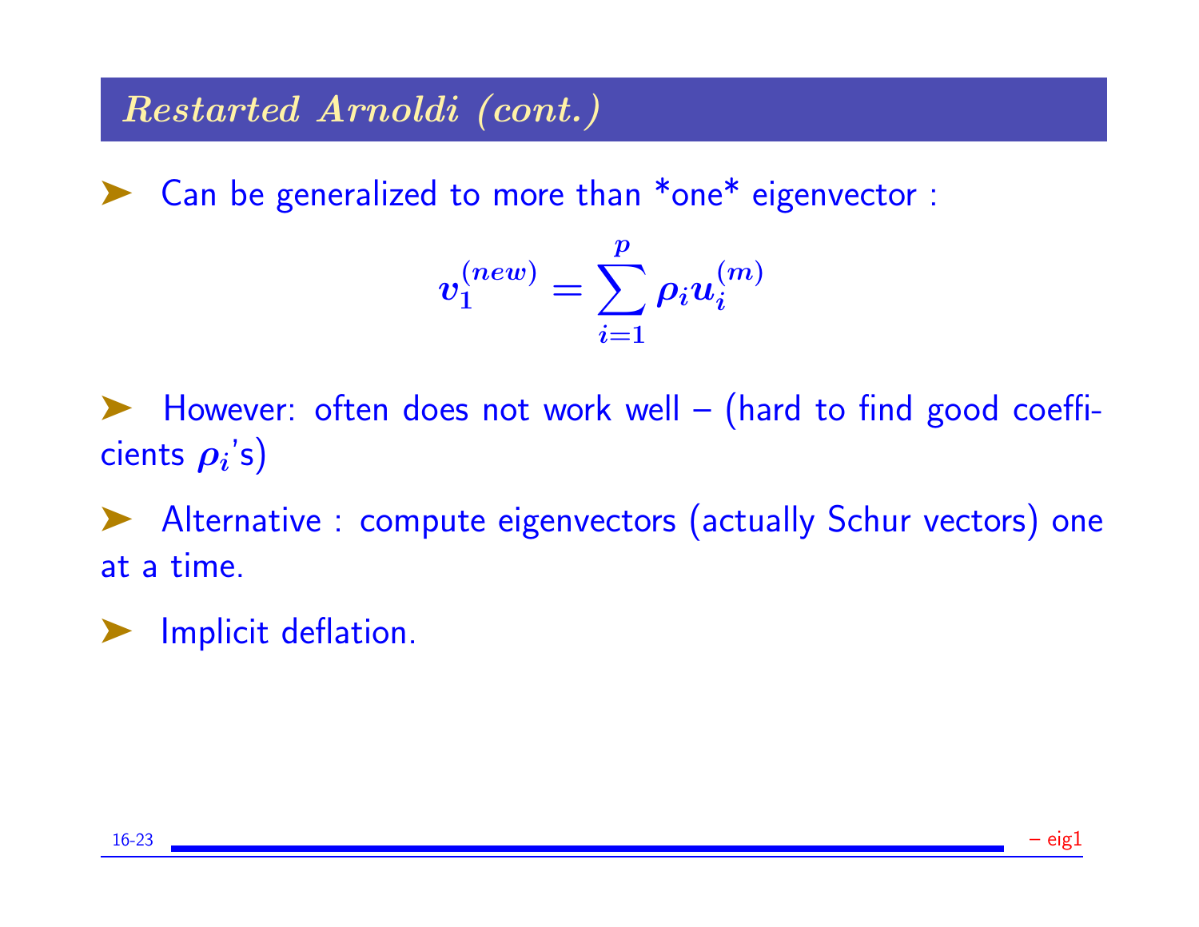## *Restarted Arnoldi (cont.)*

- Can be generalized to more than *one* eigenvector :

$$v_1^{(new)} = \sum_{i=1}^{p} \rho_i u_i^{(m)}$$

- However: often does not work well – (hard to find good coefficients $\rho_i$'s)

- Alternative : compute eigenvectors (actually Schur vectors) one at a time.

- Implicit deflation.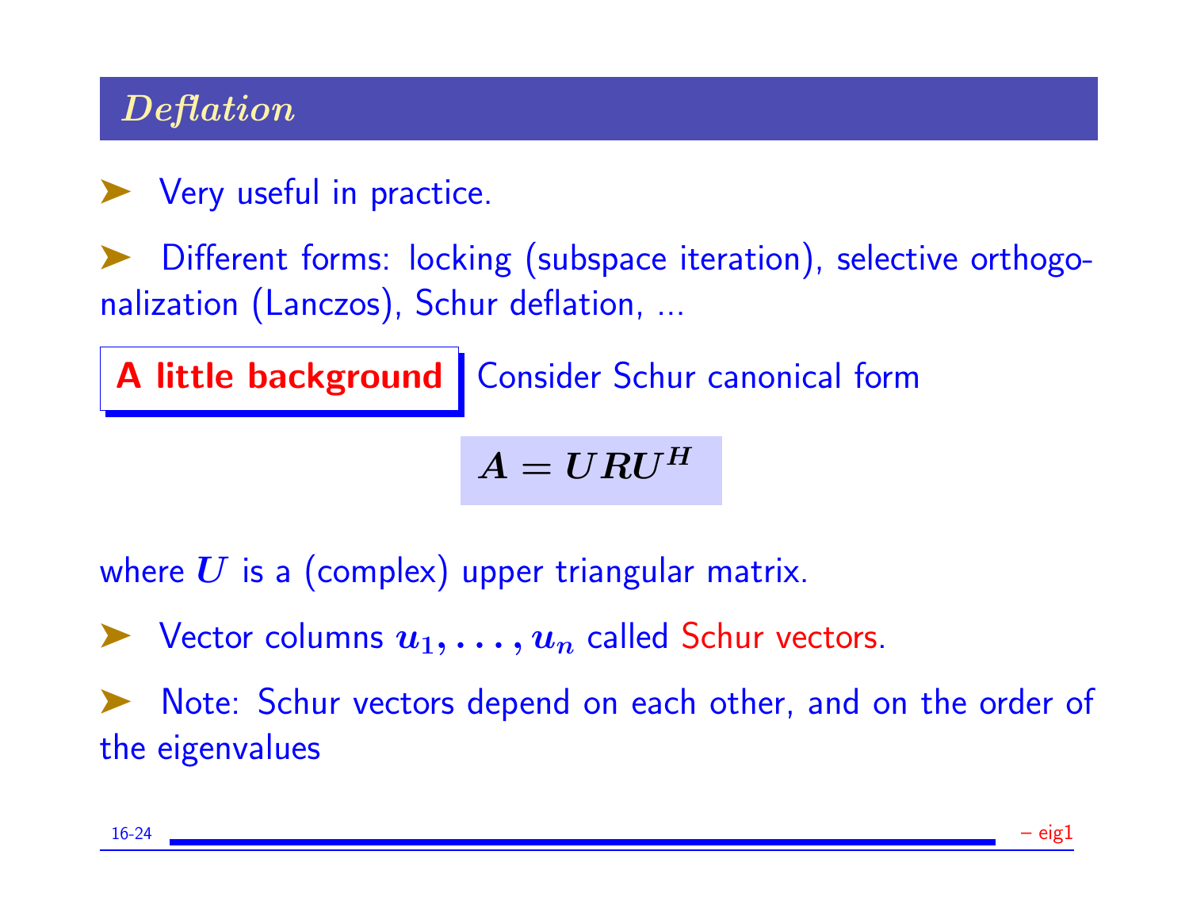## *Deflation*

- Very useful in practice.

- Different forms: locking (subspace iteration), selective orthogonalization (Lanczos), Schur deflation, ...

**A little background** Consider Schur canonical form

$$A = URU^H$$

where $U$ is a (complex) upper triangular matrix.

- Vector columns $u_1, \ldots, u_n$ called Schur vectors.

- Note: Schur vectors depend on each other, and on the order of the eigenvalues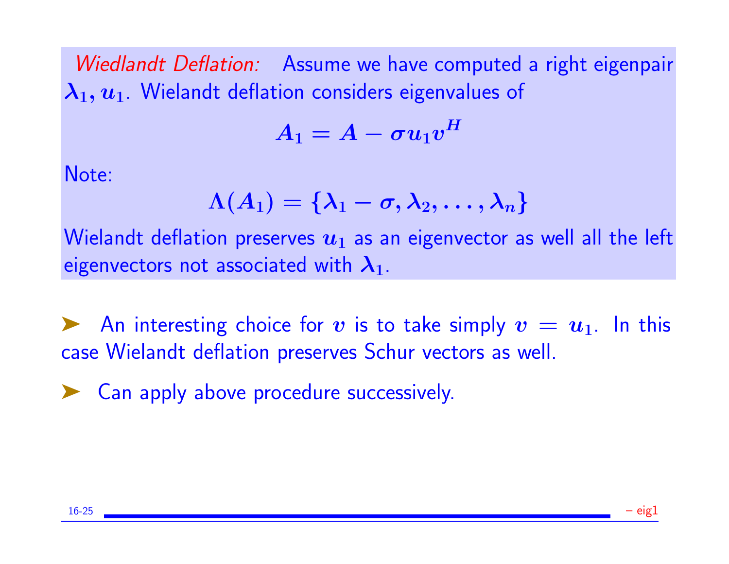*Wiedlandt Deflation:* Assume we have computed a right eigenpair $\lambda_1, u_1$. Wielandt deflation considers eigenvalues of

$$A_1 = A - \sigma u_1 v^H$$

Note:

$$\Lambda(A_1) = \{\lambda_1 - \sigma, \lambda_2, \ldots, \lambda_n\}$$

Wielandt deflation preserves $u_1$ as an eigenvector as well all the left eigenvectors not associated with $\lambda_1$.

- An interesting choice for $v$ is to take simply $v = u_1$. In this case Wielandt deflation preserves Schur vectors as well.
- Can apply above procedure successively.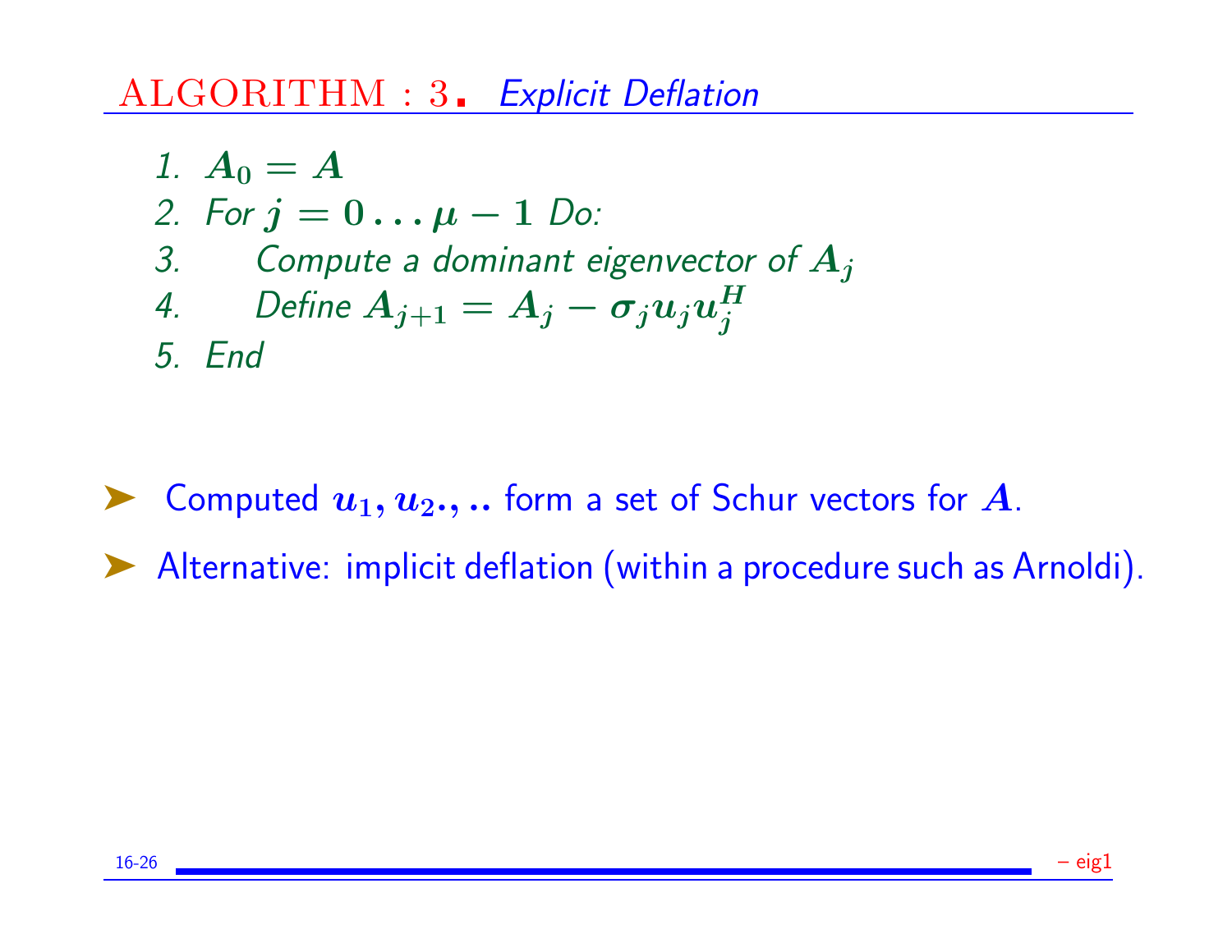## ALGORITHM : 3. *Explicit Deflation*

1. $A_0 = A$
2. For $j = 0 \ldots \mu - 1$ Do:
3. Compute a dominant eigenvector of $A_j$
4. Define $A_{j+1} = A_j - \sigma_j u_j u_j^H$
5. End

- Computed $u_1, u_2., ..$ form a set of Schur vectors for $A$.
- Alternative: implicit deflation (within a procedure such as Arnoldi).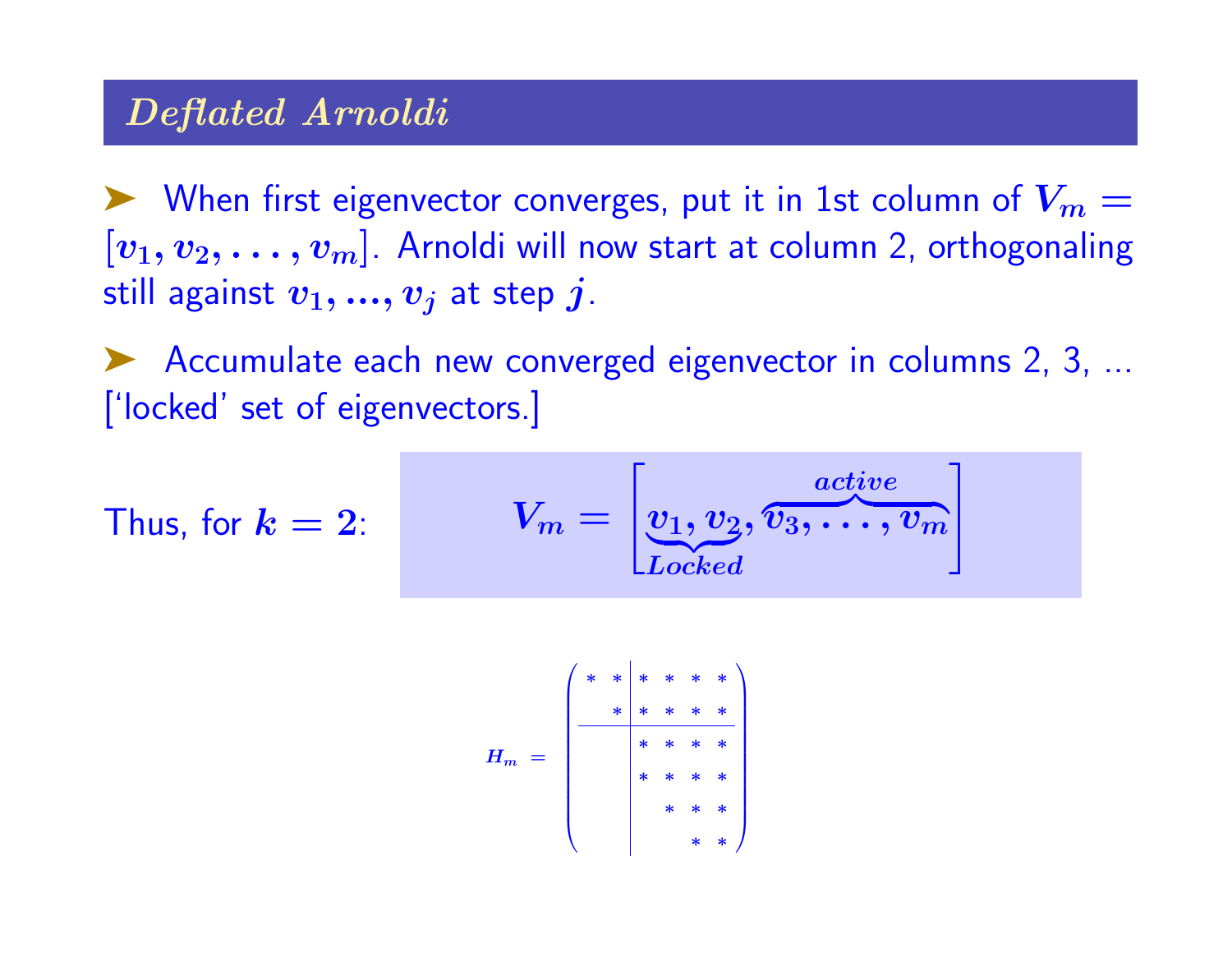## *Deflated Arnoldi*

- When first eigenvector converges, put it in 1st column of $V_m = [v_1, v_2, \ldots, v_m]$. Arnoldi will now start at column 2, orthogonaling still against $v_1, ..., v_j$ at step $j$.
- Accumulate each new converged eigenvector in columns 2, 3, ... ['locked' set of eigenvectors.]

Thus, for $k = 2$:

$$V_m = \left[ \underbrace{v_1, v_2}_{Locked}, \overbrace{v_3, \ldots, v_m}^{active} \right]$$

$$H_m = \left( \begin{array}{cc|cccc} * & * & * & * & * & * \\ & * & * & * & * & * \\ \hline & & * & * & * & * \\ & & * & * & * & * \\ & & & * & * & * \\ & & & & * & * \end{array} \right)$$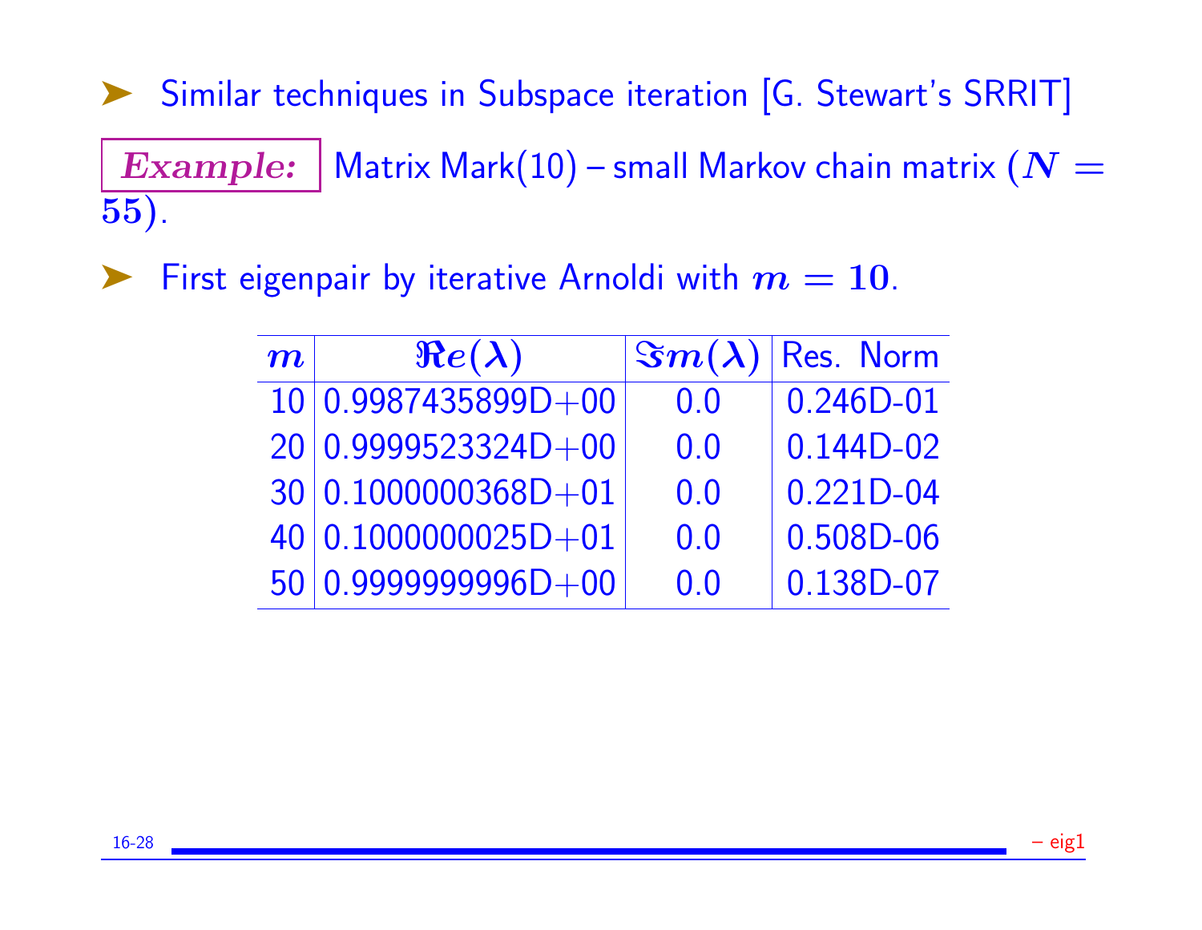- Similar techniques in Subspace iteration [G. Stewart's SRRIT]

***Example:*** Matrix Mark(10) – small Markov chain matrix ($N = 55$).

- First eigenpair by iterative Arnoldi with $m = 10$.

| $m$ | $\Re e(\lambda)$ | $\Im m(\lambda)$ | Res. Norm |
|---|---|---|---|
| 10 | 0.9987435899D+00 | 0.0 | 0.246D-01 |
| 20 | 0.9999523324D+00 | 0.0 | 0.144D-02 |
| 30 | 0.1000000368D+01 | 0.0 | 0.221D-04 |
| 40 | 0.1000000025D+01 | 0.0 | 0.508D-06 |
| 50 | 0.9999999996D+00 | 0.0 | 0.138D-07 |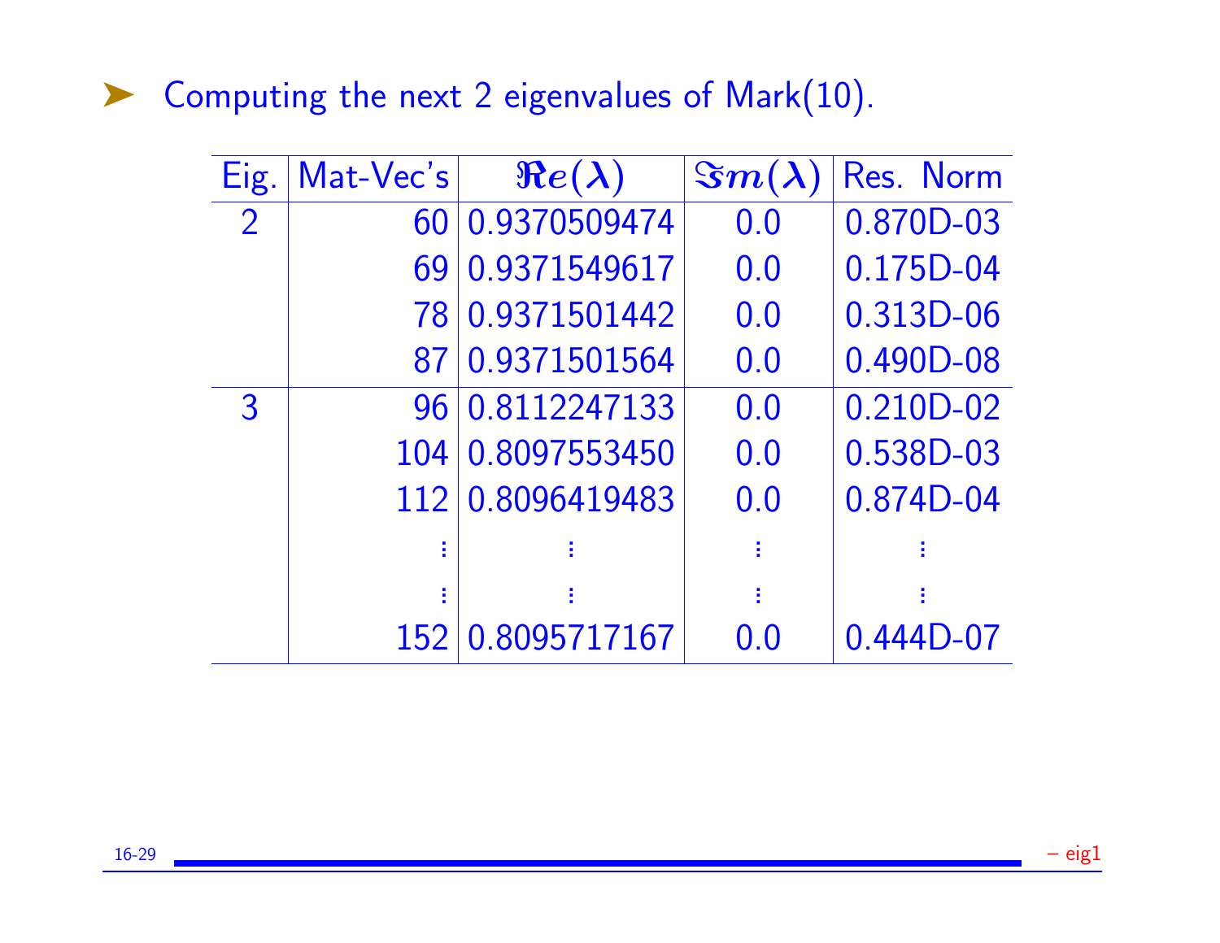- Computing the next 2 eigenvalues of Mark(10).

| Eig. | Mat-Vec's | $\Re e(\lambda)$ | $\Im m(\lambda)$ | Res. Norm |
|---|---|---|---|---|
| 2 | 60 | 0.9370509474 | 0.0 | 0.870D-03 |
| | 69 | 0.9371549617 | 0.0 | 0.175D-04 |
| | 78 | 0.9371501442 | 0.0 | 0.313D-06 |
| | 87 | 0.9371501564 | 0.0 | 0.490D-08 |
| 3 | 96 | 0.8112247133 | 0.0 | 0.210D-02 |
| | 104 | 0.8097553450 | 0.0 | 0.538D-03 |
| | 112 | 0.8096419483 | 0.0 | 0.874D-04 |
| | ⋮ | ⋮ | ⋮ | ⋮ |
| | ⋮ | ⋮ | ⋮ | ⋮ |
| | 152 | 0.8095717167 | 0.0 | 0.444D-07 |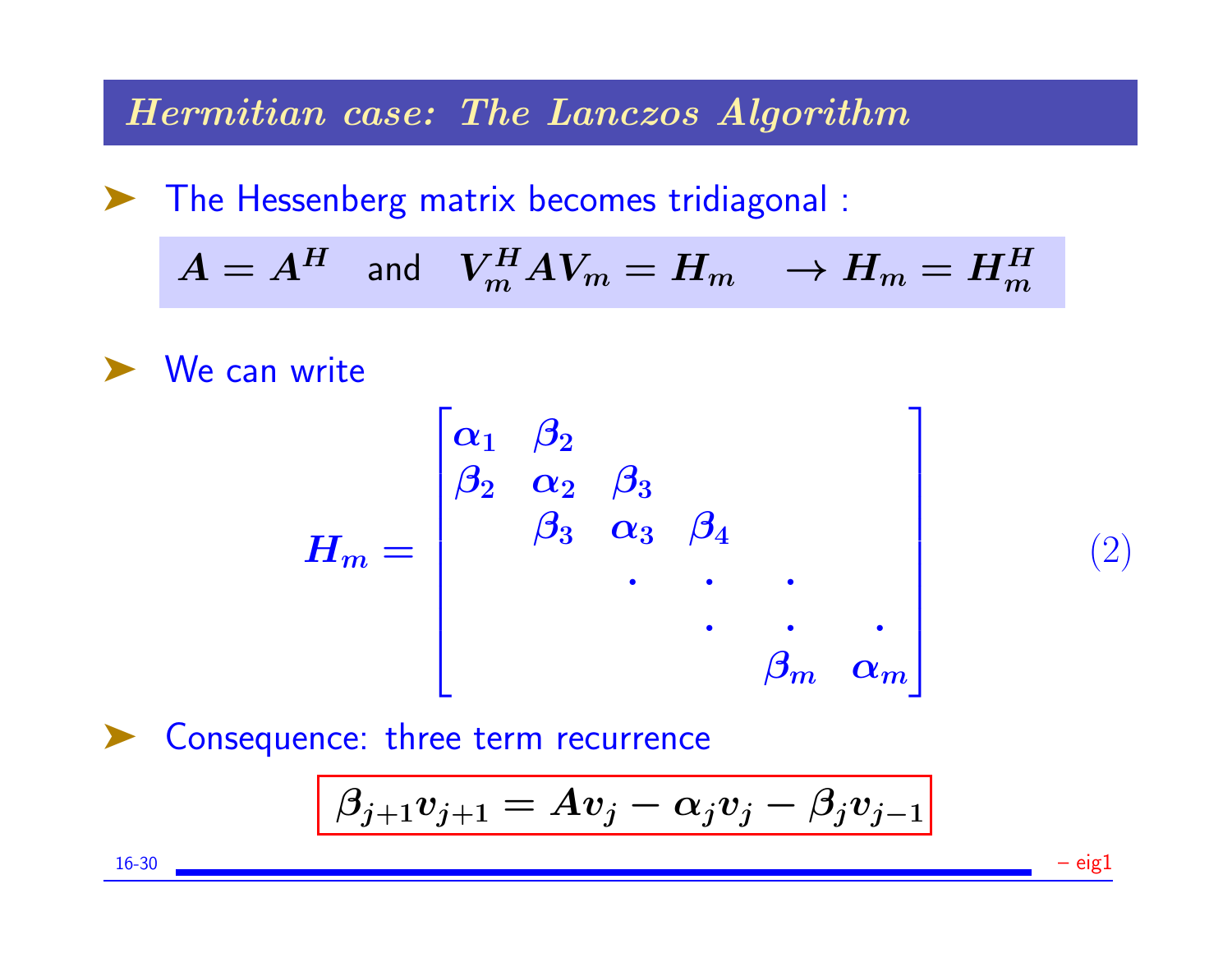## *Hermitian case: The Lanczos Algorithm*

- The Hessenberg matrix becomes tridiagonal :

$$A = A^H \quad \text{and} \quad V_m^H A V_m = H_m \quad \rightarrow H_m = H_m^H$$

- We can write

$$H_m = \begin{bmatrix} \alpha_1 & \beta_2 & & & & \\ \beta_2 & \alpha_2 & \beta_3 & & & \\ & \beta_3 & \alpha_3 & \beta_4 & & \\ & & \cdot & \cdot & \cdot & \\ & & & \cdot & \cdot & \cdot \\ & & & & \beta_m & \alpha_m \end{bmatrix} \tag{2}$$

- Consequence: three term recurrence

$$\boxed{\beta_{j+1} v_{j+1} = A v_j - \alpha_j v_j - \beta_j v_{j-1}}$$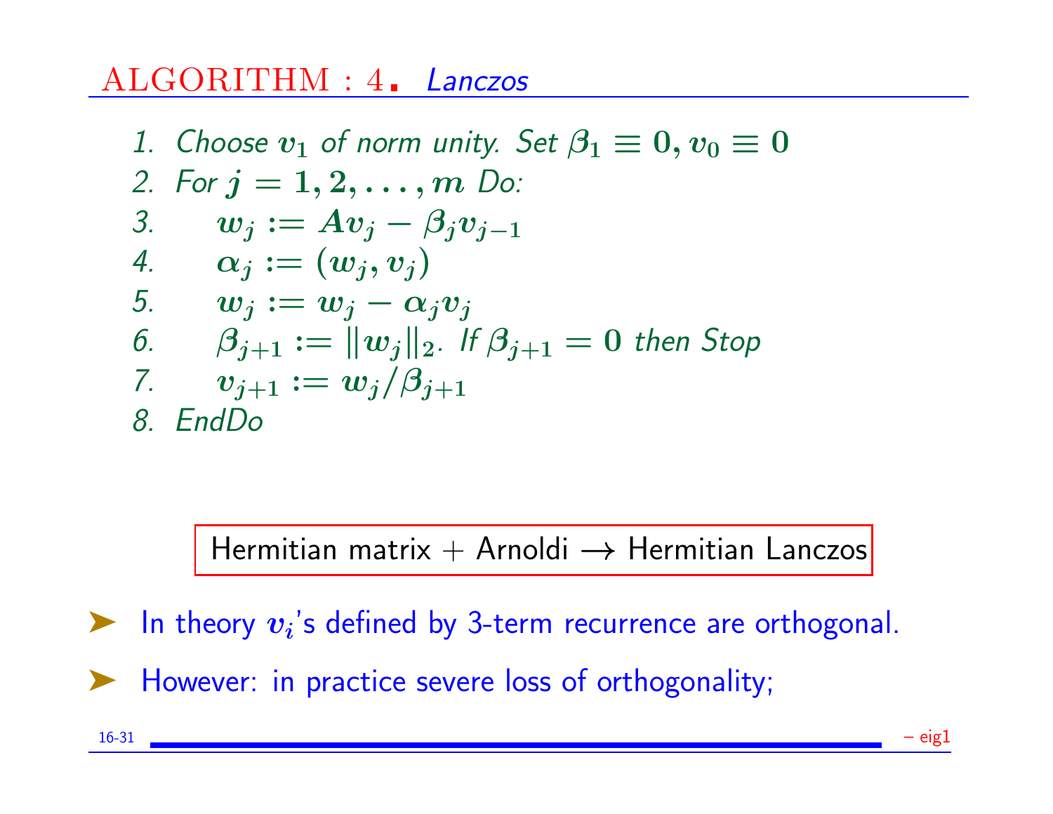## ALGORITHM : 4. *Lanczos*

1. *Choose* $v_1$ *of norm unity. Set* $\beta_1 \equiv 0, v_0 \equiv 0$
2. *For* $j = 1, 2, \ldots, m$ *Do:*
3. $\quad w_j := Av_j - \beta_j v_{j-1}$
4. $\quad \alpha_j := (w_j, v_j)$
5. $\quad w_j := w_j - \alpha_j v_j$
6. $\quad \beta_{j+1} := \|w_j\|_2$. *If* $\beta_{j+1} = 0$ *then Stop*
7. $\quad v_{j+1} := w_j / \beta_{j+1}$
8. *EndDo*

**Hermitian matrix + Arnoldi → Hermitian Lanczos**

- In theory $v_i$'s defined by 3-term recurrence are orthogonal.
- However: in practice severe loss of orthogonality;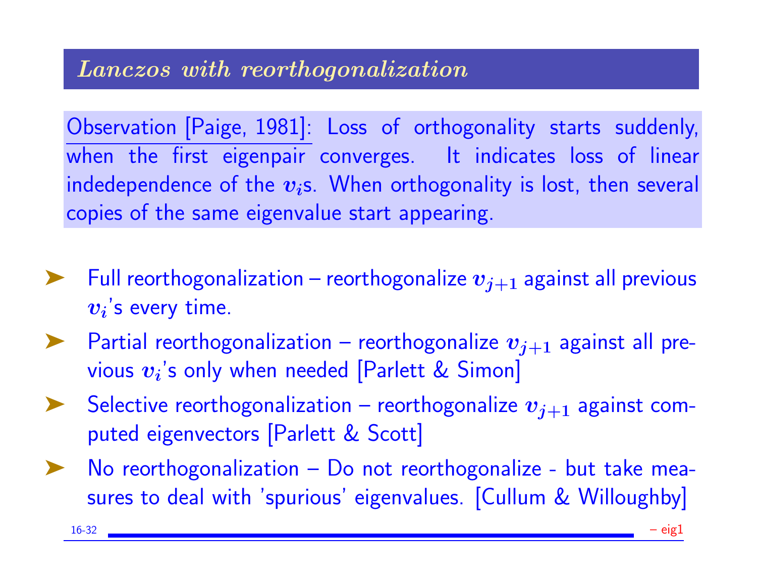## *Lanczos with reorthogonalization*

Observation [Paige, 1981]: Loss of orthogonality starts suddenly, when the first eigenpair converges. It indicates loss of linear indedependence of the $v_i$s. When orthogonality is lost, then several copies of the same eigenvalue start appearing.

- Full reorthogonalization – reorthogonalize $v_{j+1}$ against all previous $v_i$'s every time.
- Partial reorthogonalization – reorthogonalize $v_{j+1}$ against all previous $v_i$'s only when needed [Parlett & Simon]
- Selective reorthogonalization – reorthogonalize $v_{j+1}$ against computed eigenvectors [Parlett & Scott]
- No reorthogonalization – Do not reorthogonalize - but take measures to deal with 'spurious' eigenvalues. [Cullum & Willoughby]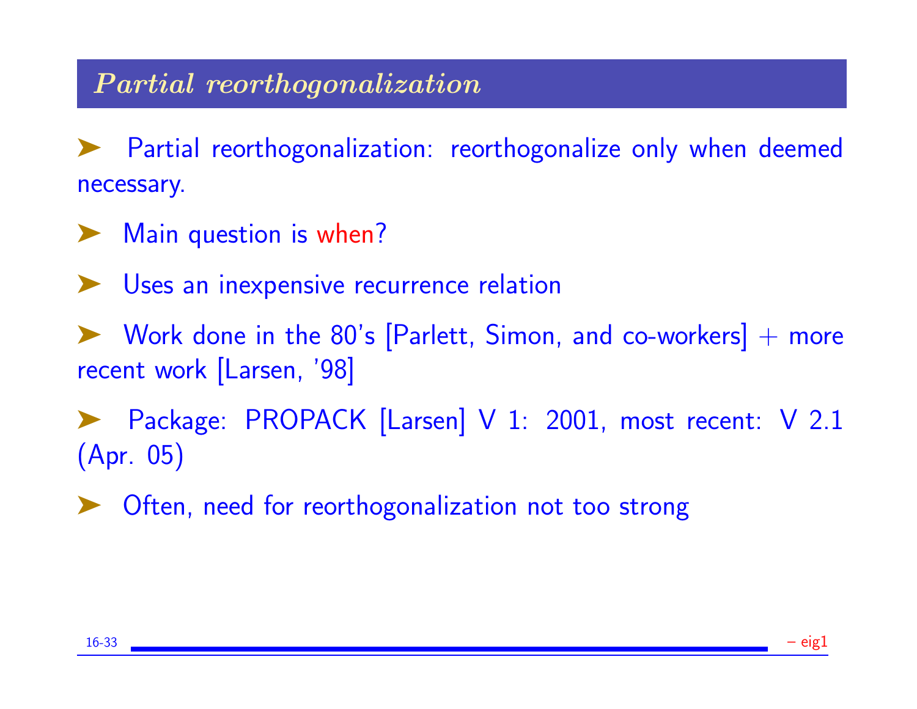## *Partial reorthogonalization*

- Partial reorthogonalization: reorthogonalize only when deemed necessary.
- Main question is when?
- Uses an inexpensive recurrence relation
- Work done in the 80's [Parlett, Simon, and co-workers] + more recent work [Larsen, '98]
- Package: PROPACK [Larsen] V 1: 2001, most recent: V 2.1 (Apr. 05)
- Often, need for reorthogonalization not too strong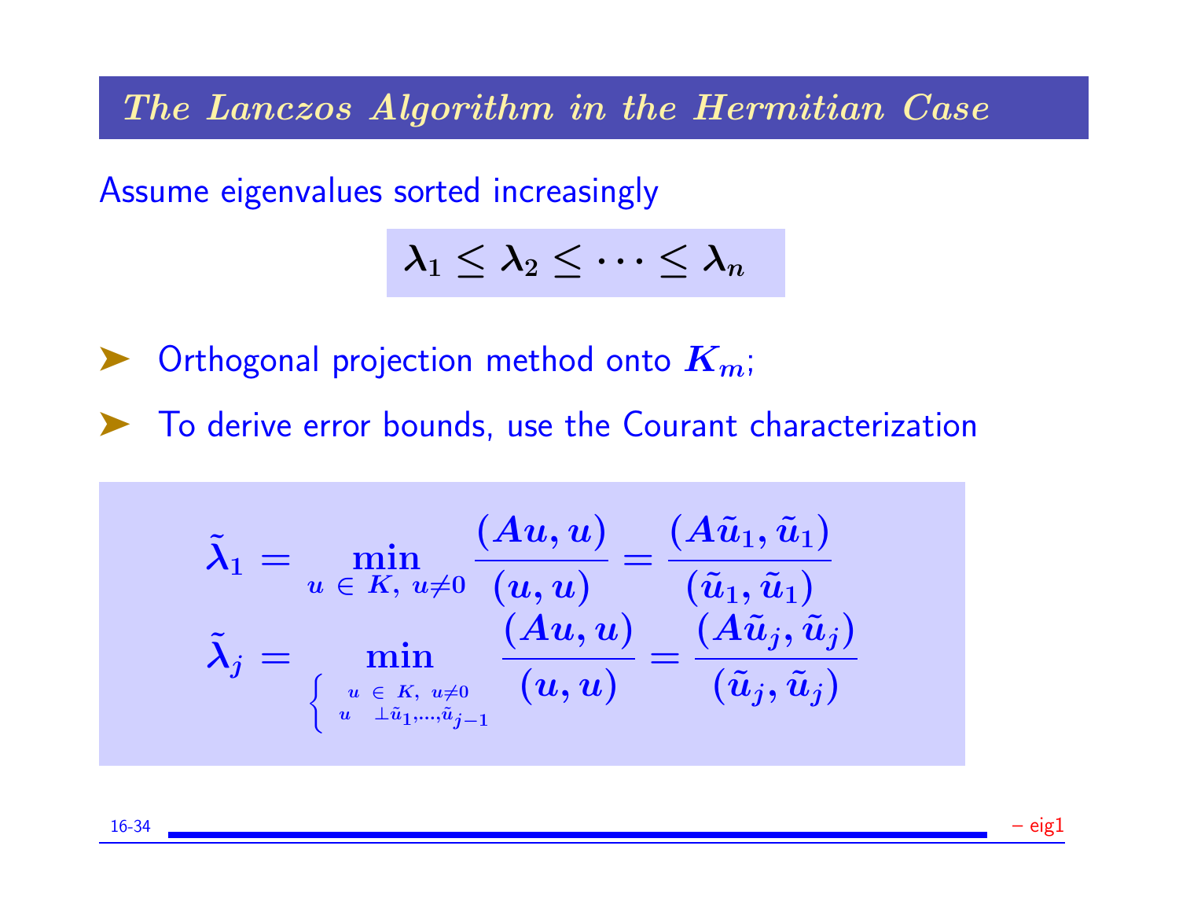## *The Lanczos Algorithm in the Hermitian Case*

Assume eigenvalues sorted increasingly

$$\lambda_1 \leq \lambda_2 \leq \cdots \leq \lambda_n$$

- Orthogonal projection method onto $K_m$;
- To derive error bounds, use the Courant characterization

$$\tilde{\lambda}_1 = \min_{u \,\in\, K,\; u \neq 0} \frac{(Au, u)}{(u, u)} = \frac{(A\tilde{u}_1, \tilde{u}_1)}{(\tilde{u}_1, \tilde{u}_1)}$$

$$\tilde{\lambda}_j = \min_{\begin{cases} u \,\in\, K,\; u \neq 0 \\ u \;\; \perp \tilde{u}_1, \ldots, \tilde{u}_{j-1} \end{cases}} \frac{(Au, u)}{(u, u)} = \frac{(A\tilde{u}_j, \tilde{u}_j)}{(\tilde{u}_j, \tilde{u}_j)}$$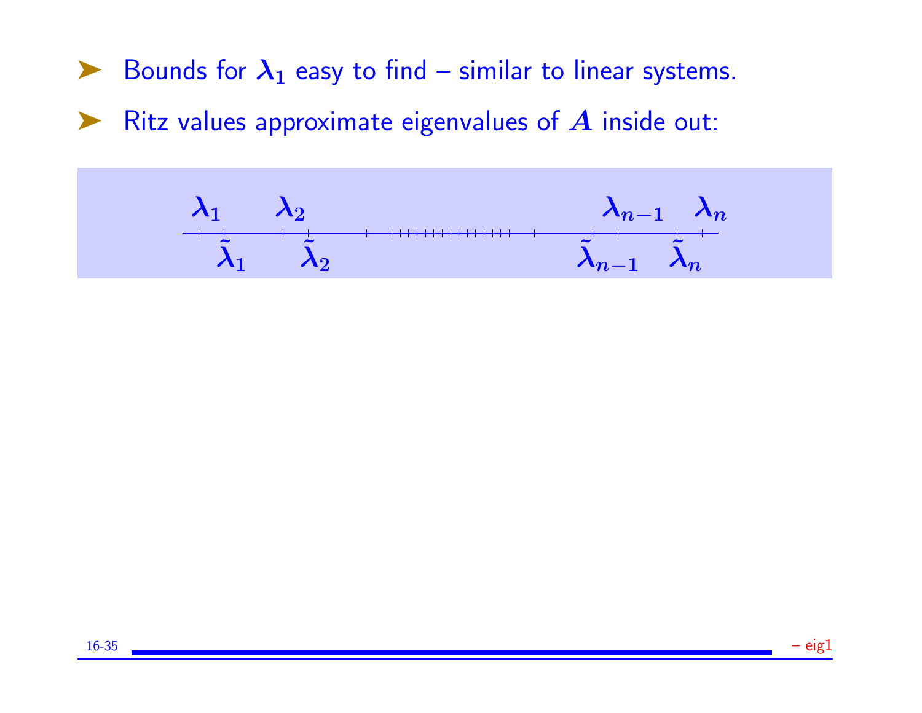- Bounds for $\lambda_1$ easy to find – similar to linear systems.
- Ritz values approximate eigenvalues of $A$ inside out:

$$\lambda_1 \quad \lambda_2 \qquad\qquad\qquad \lambda_{n-1} \quad \lambda_n$$

$$\tilde{\lambda}_1 \quad \tilde{\lambda}_2 \qquad\qquad\qquad \tilde{\lambda}_{n-1} \quad \tilde{\lambda}_n$$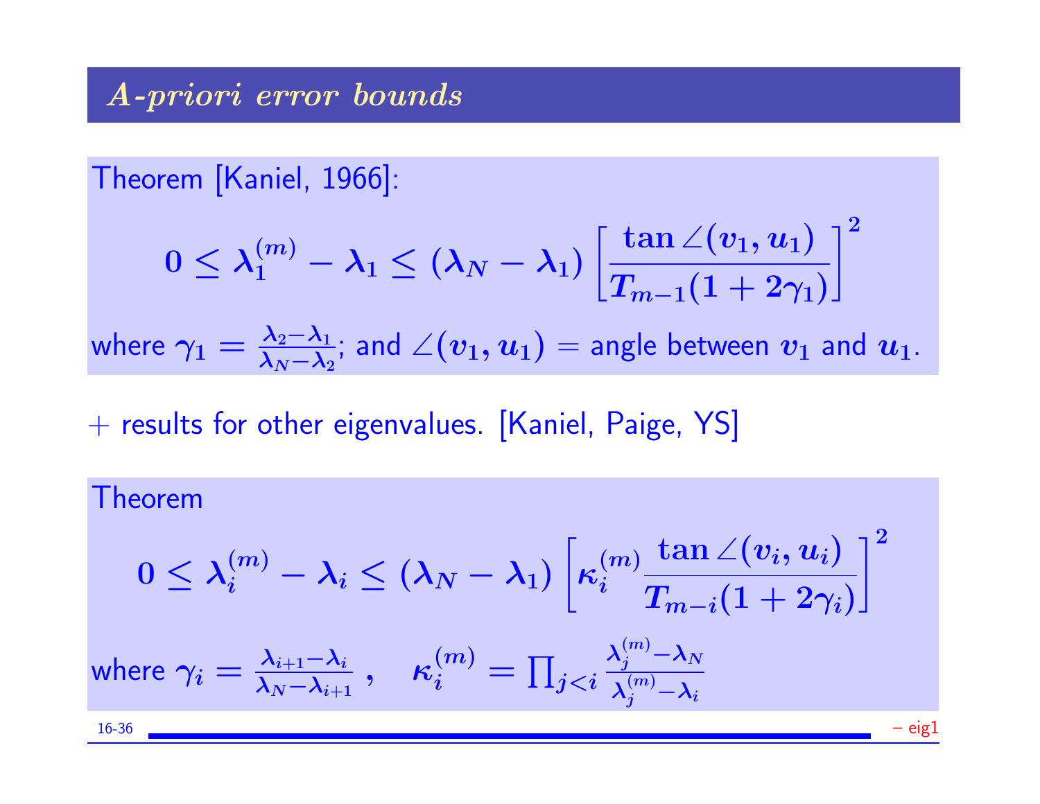## *A-priori error bounds*

Theorem [Kaniel, 1966]:

$$0 \leq \lambda_1^{(m)} - \lambda_1 \leq (\lambda_N - \lambda_1) \left[ \frac{\tan \angle(v_1, u_1)}{T_{m-1}(1 + 2\gamma_1)} \right]^2$$

where $\gamma_1 = \frac{\lambda_2 - \lambda_1}{\lambda_N - \lambda_2}$; and $\angle(v_1, u_1)$ = angle between $v_1$ and $u_1$.

+ results for other eigenvalues. [Kaniel, Paige, YS]

Theorem

$$0 \leq \lambda_i^{(m)} - \lambda_i \leq (\lambda_N - \lambda_1) \left[ \kappa_i^{(m)} \frac{\tan \angle(v_i, u_i)}{T_{m-i}(1 + 2\gamma_i)} \right]^2$$

where $\gamma_i = \frac{\lambda_{i+1} - \lambda_i}{\lambda_N - \lambda_{i+1}}$ , $\quad \kappa_i^{(m)} = \prod_{j<i} \frac{\lambda_j^{(m)} - \lambda_N}{\lambda_j^{(m)} - \lambda_i}$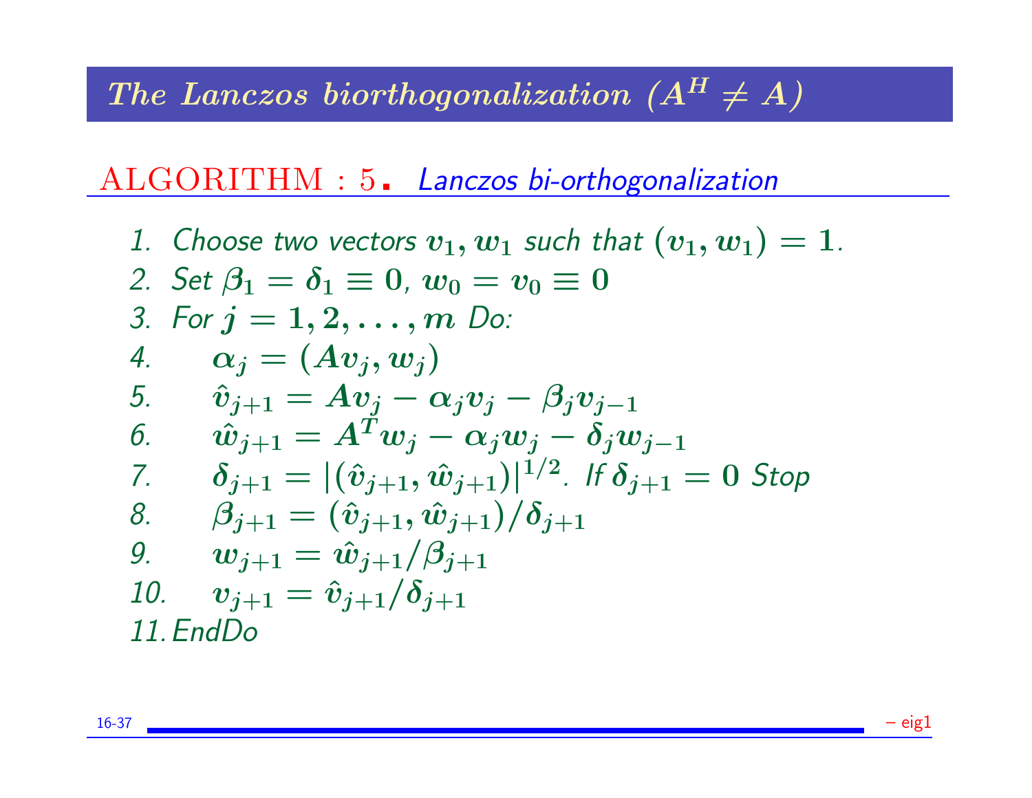## The Lanczos biorthogonalization ($A^H \neq A$)

**ALGORITHM : 5.** *Lanczos bi-orthogonalization*

1. Choose two vectors $v_1, w_1$ such that $(v_1, w_1) = 1$.
2. Set $\beta_1 = \delta_1 \equiv 0$, $w_0 = v_0 \equiv 0$
3. For $j = 1, 2, \ldots, m$ Do:
4. $\quad \alpha_j = (Av_j, w_j)$
5. $\quad \hat{v}_{j+1} = Av_j - \alpha_j v_j - \beta_j v_{j-1}$
6. $\quad \hat{w}_{j+1} = A^T w_j - \alpha_j w_j - \delta_j w_{j-1}$
7. $\quad \delta_{j+1} = |(\hat{v}_{j+1}, \hat{w}_{j+1})|^{1/2}$. If $\delta_{j+1} = 0$ Stop
8. $\quad \beta_{j+1} = (\hat{v}_{j+1}, \hat{w}_{j+1})/\delta_{j+1}$
9. $\quad w_{j+1} = \hat{w}_{j+1}/\beta_{j+1}$
10. $\quad v_{j+1} = \hat{v}_{j+1}/\delta_{j+1}$
11. EndDo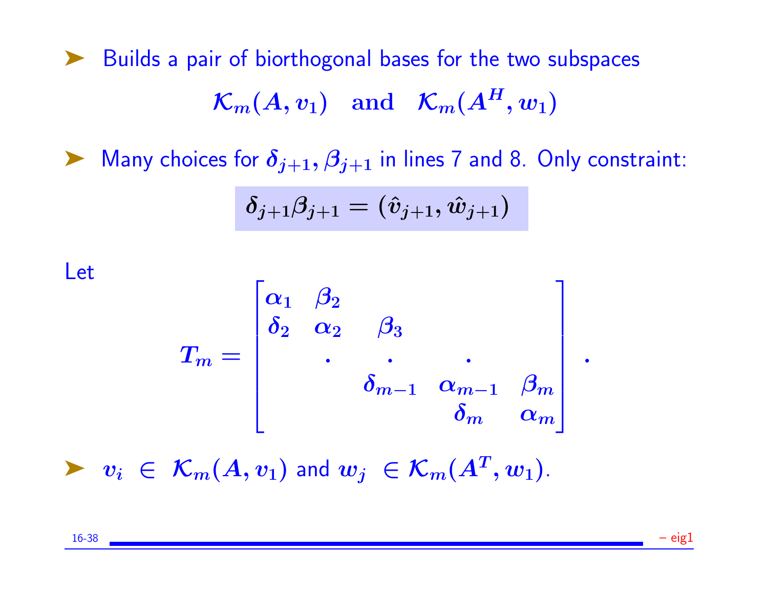- Builds a pair of biorthogonal bases for the two subspaces

$$\mathcal{K}_m(A, v_1) \quad \textbf{and} \quad \mathcal{K}_m(A^H, w_1)$$

- Many choices for $\delta_{j+1}, \beta_{j+1}$ in lines 7 and 8. Only constraint:

$$\delta_{j+1}\beta_{j+1} = (\hat{v}_{j+1}, \hat{w}_{j+1})$$

Let

$$T_m = \begin{bmatrix} \alpha_1 & \beta_2 & & & \\ \delta_2 & \alpha_2 & \beta_3 & & \\ & . & . & . & \\ & & \delta_{m-1} & \alpha_{m-1} & \beta_m \\ & & & \delta_m & \alpha_m \end{bmatrix} .$$

- $v_i \in \mathcal{K}_m(A, v_1)$ and $w_j \in \mathcal{K}_m(A^T, w_1)$.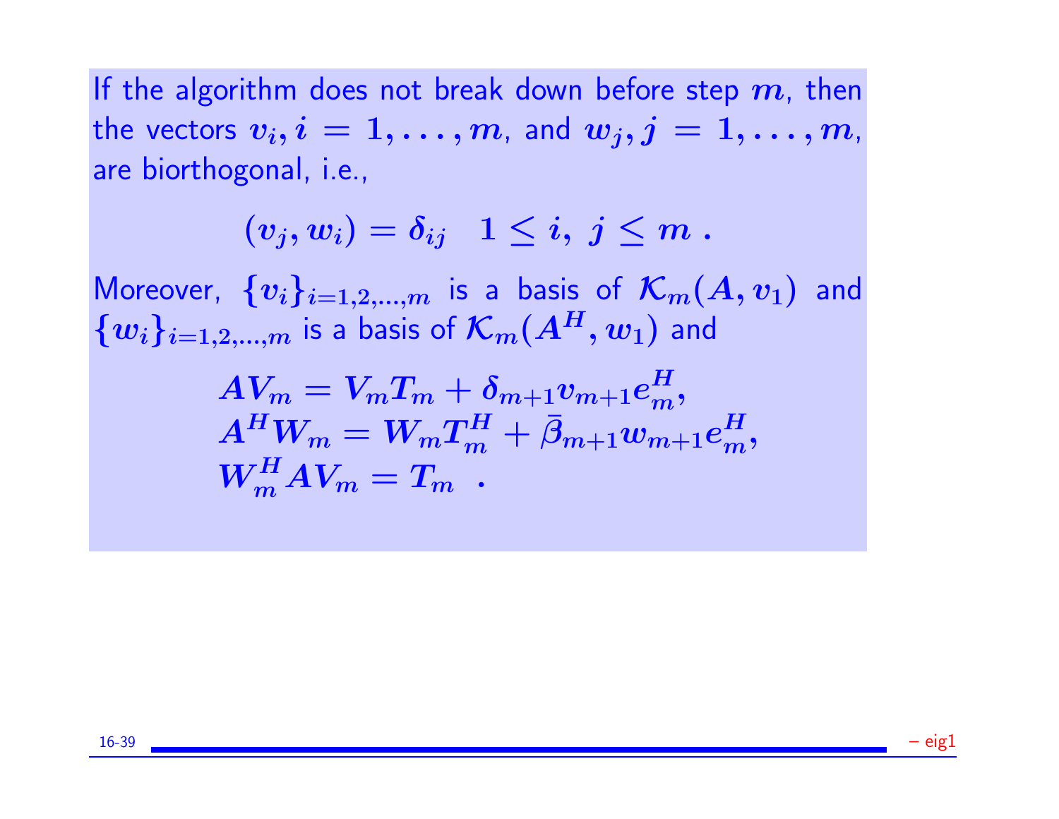If the algorithm does not break down before step $m$, then the vectors $v_i, i = 1, \ldots, m$, and $w_j, j = 1, \ldots, m$, are biorthogonal, i.e.,

$$(v_j, w_i) = \delta_{ij} \quad 1 \le i,\ j \le m\ .$$

Moreover, $\{v_i\}_{i=1,2,\ldots,m}$ is a basis of $\mathcal{K}_m(A, v_1)$ and $\{w_i\}_{i=1,2,\ldots,m}$ is a basis of $\mathcal{K}_m(A^H, w_1)$ and

$$\begin{aligned}
&AV_m = V_m T_m + \delta_{m+1} v_{m+1} e_m^H, \\
&A^H W_m = W_m T_m^H + \bar{\beta}_{m+1} w_{m+1} e_m^H, \\
&W_m^H A V_m = T_m\ \ .
\end{aligned}$$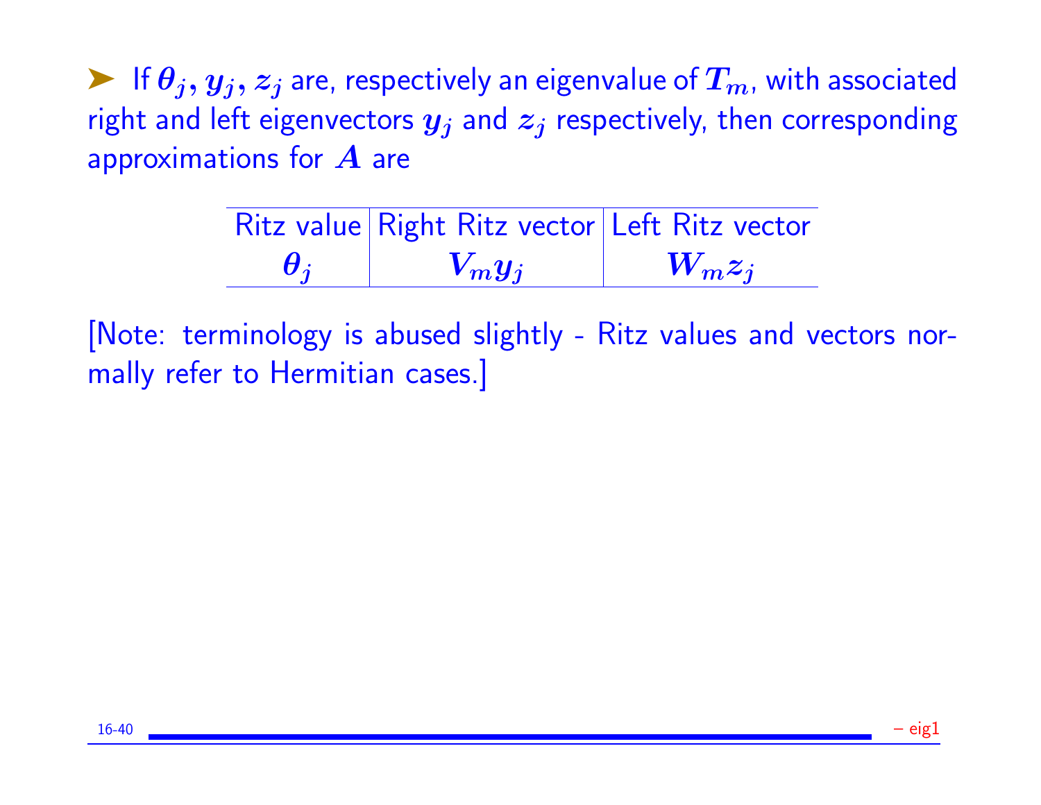➤ If $\theta_j, y_j, z_j$ are, respectively an eigenvalue of $T_m$, with associated right and left eigenvectors $y_j$ and $z_j$ respectively, then corresponding approximations for $A$ are

| Ritz value | Right Ritz vector | Left Ritz vector |
|---|---|---|
| $\theta_j$ | $V_m y_j$ | $W_m z_j$ |

[Note: terminology is abused slightly - Ritz values and vectors normally refer to Hermitian cases.]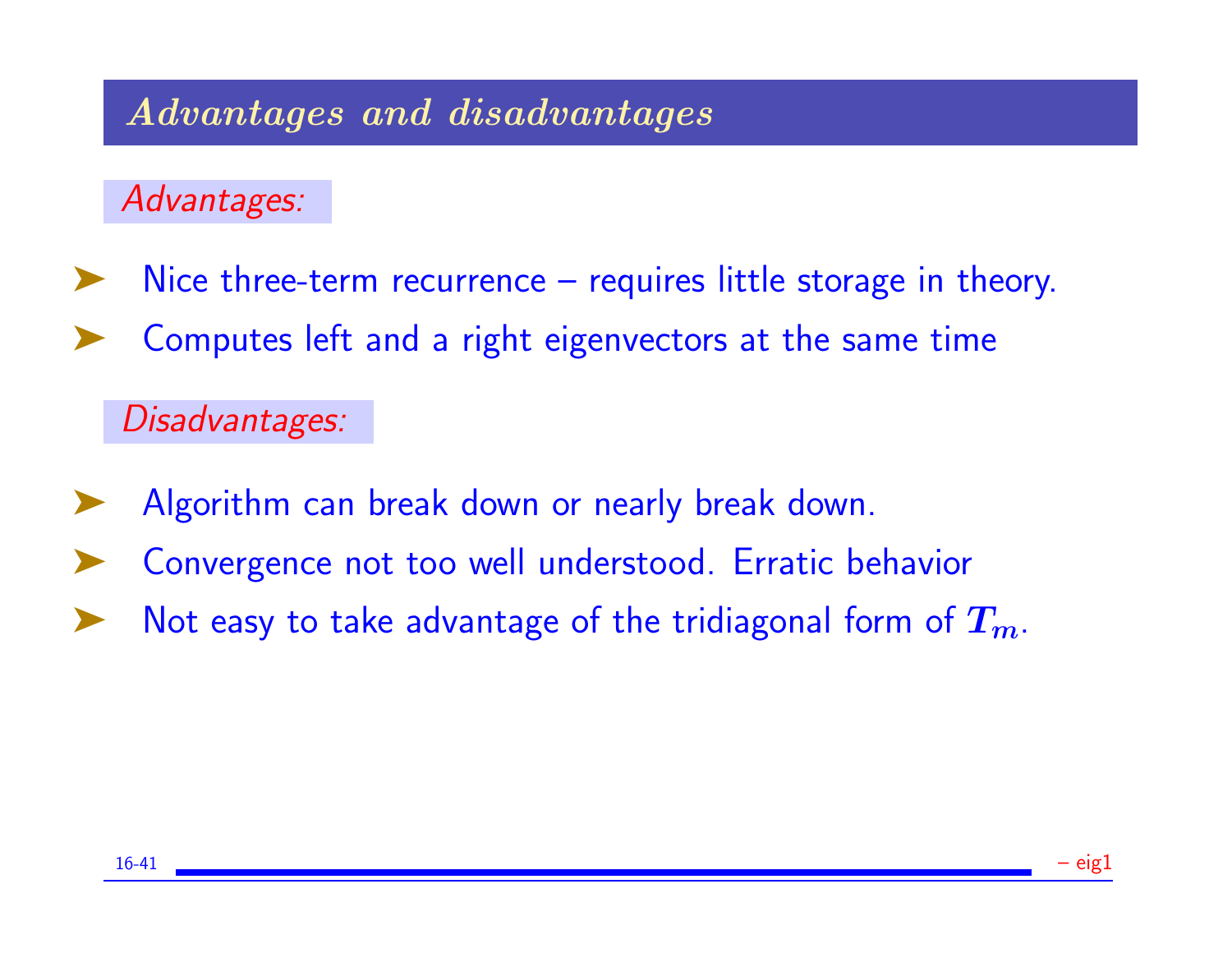## *Advantages and disadvantages*

*Advantages:*

- Nice three-term recurrence – requires little storage in theory.
- Computes left and a right eigenvectors at the same time

*Disadvantages:*

- Algorithm can break down or nearly break down.
- Convergence not too well understood. Erratic behavior
- Not easy to take advantage of the tridiagonal form of $T_m$.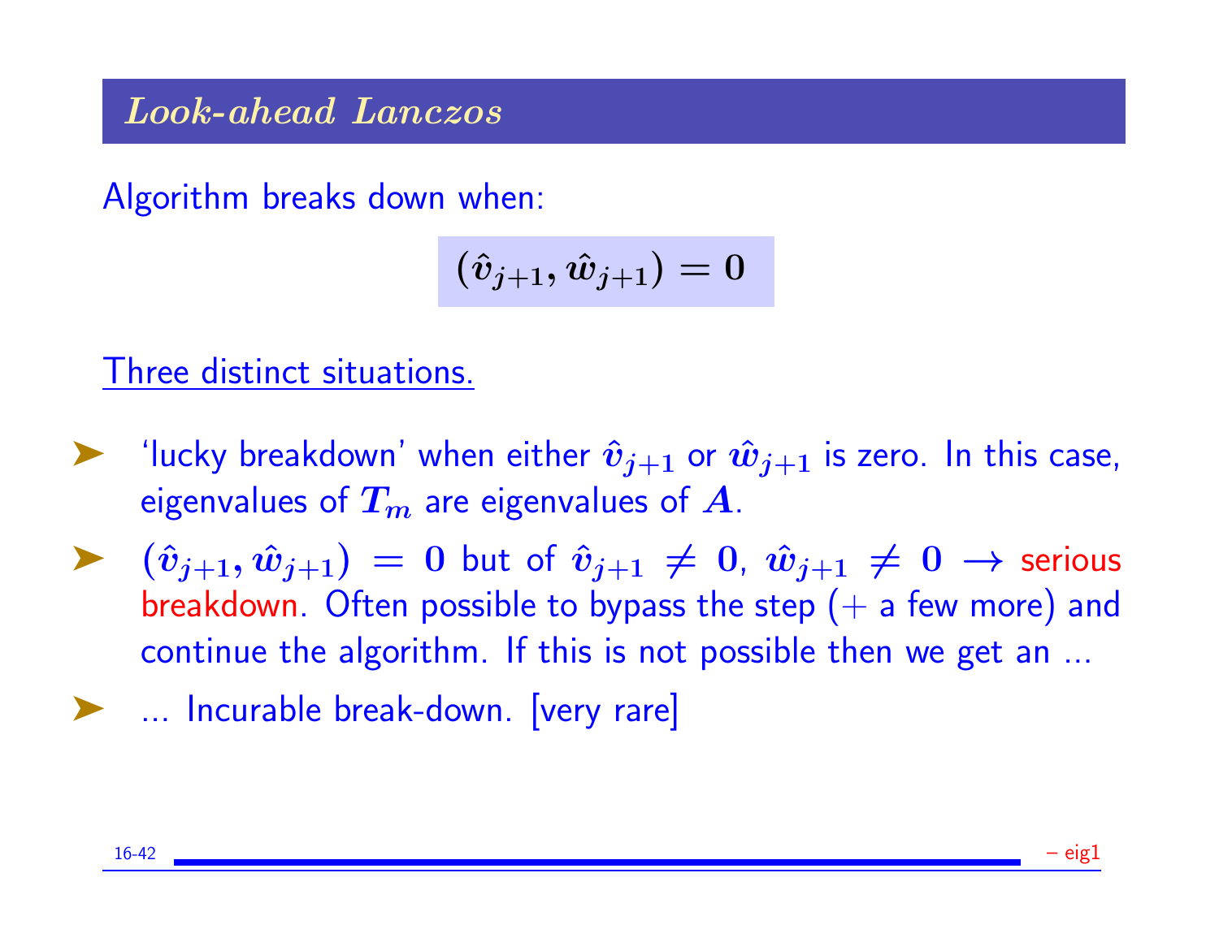## *Look-ahead Lanczos*

Algorithm breaks down when:

$$(\hat{v}_{j+1}, \hat{w}_{j+1}) = 0$$

<u>Three distinct situations.</u>

- 'lucky breakdown' when either $\hat{v}_{j+1}$ or $\hat{w}_{j+1}$ is zero. In this case, eigenvalues of $T_m$ are eigenvalues of $A$.
- $(\hat{v}_{j+1}, \hat{w}_{j+1}) = 0$ but of $\hat{v}_{j+1} \neq 0$, $\hat{w}_{j+1} \neq 0$ $\rightarrow$ serious breakdown. Often possible to bypass the step (+ a few more) and continue the algorithm. If this is not possible then we get an ...
- ... Incurable break-down. [very rare]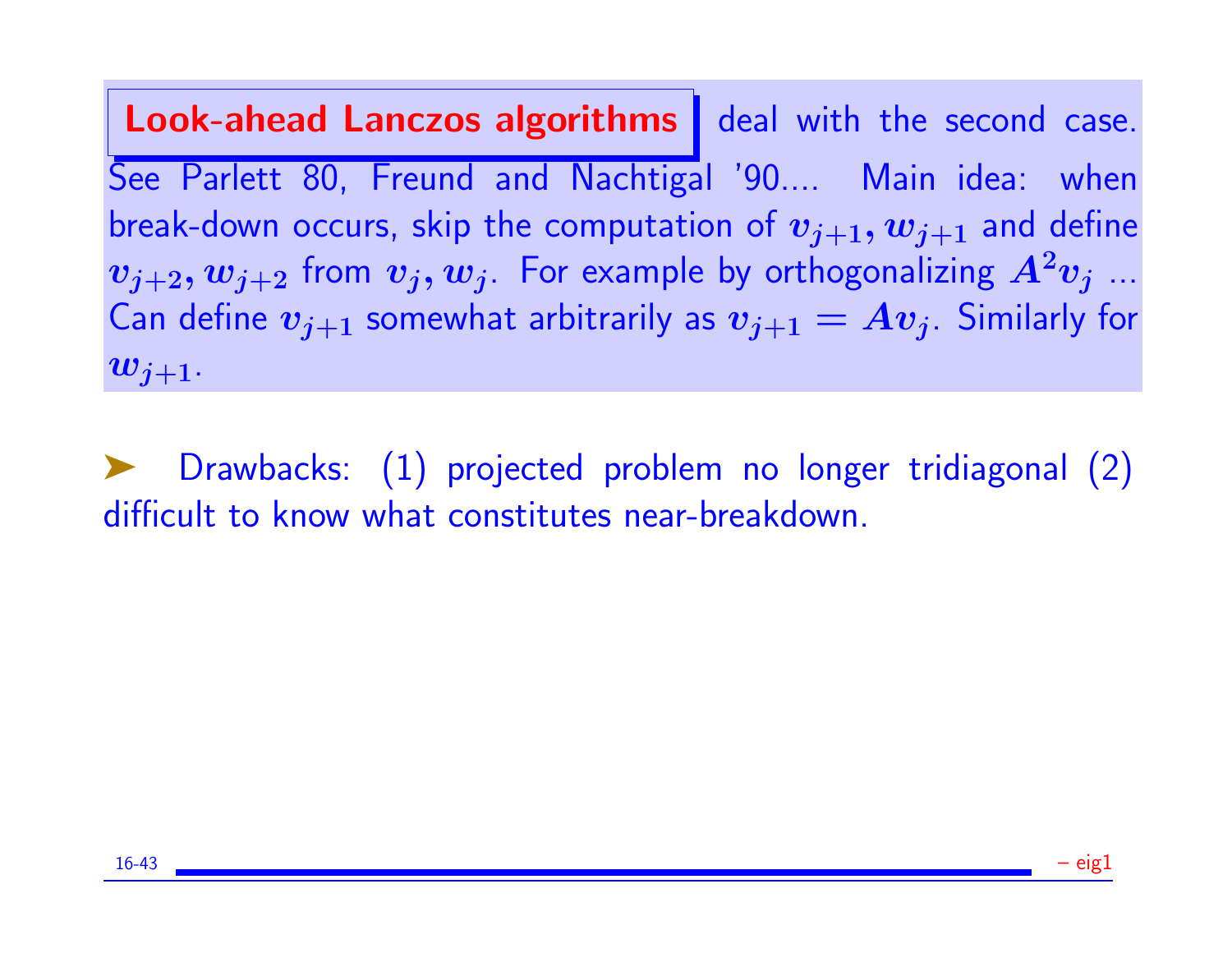**Look-ahead Lanczos algorithms** deal with the second case. See Parlett 80, Freund and Nachtigal '90.... Main idea: when break-down occurs, skip the computation of $v_{j+1}, w_{j+1}$ and define $v_{j+2}, w_{j+2}$ from $v_j, w_j$. For example by orthogonalizing $A^2 v_j$ ... Can define $v_{j+1}$ somewhat arbitrarily as $v_{j+1} = Av_j$. Similarly for $w_{j+1}$.

➤ Drawbacks: (1) projected problem no longer tridiagonal (2) difficult to know what constitutes near-breakdown.